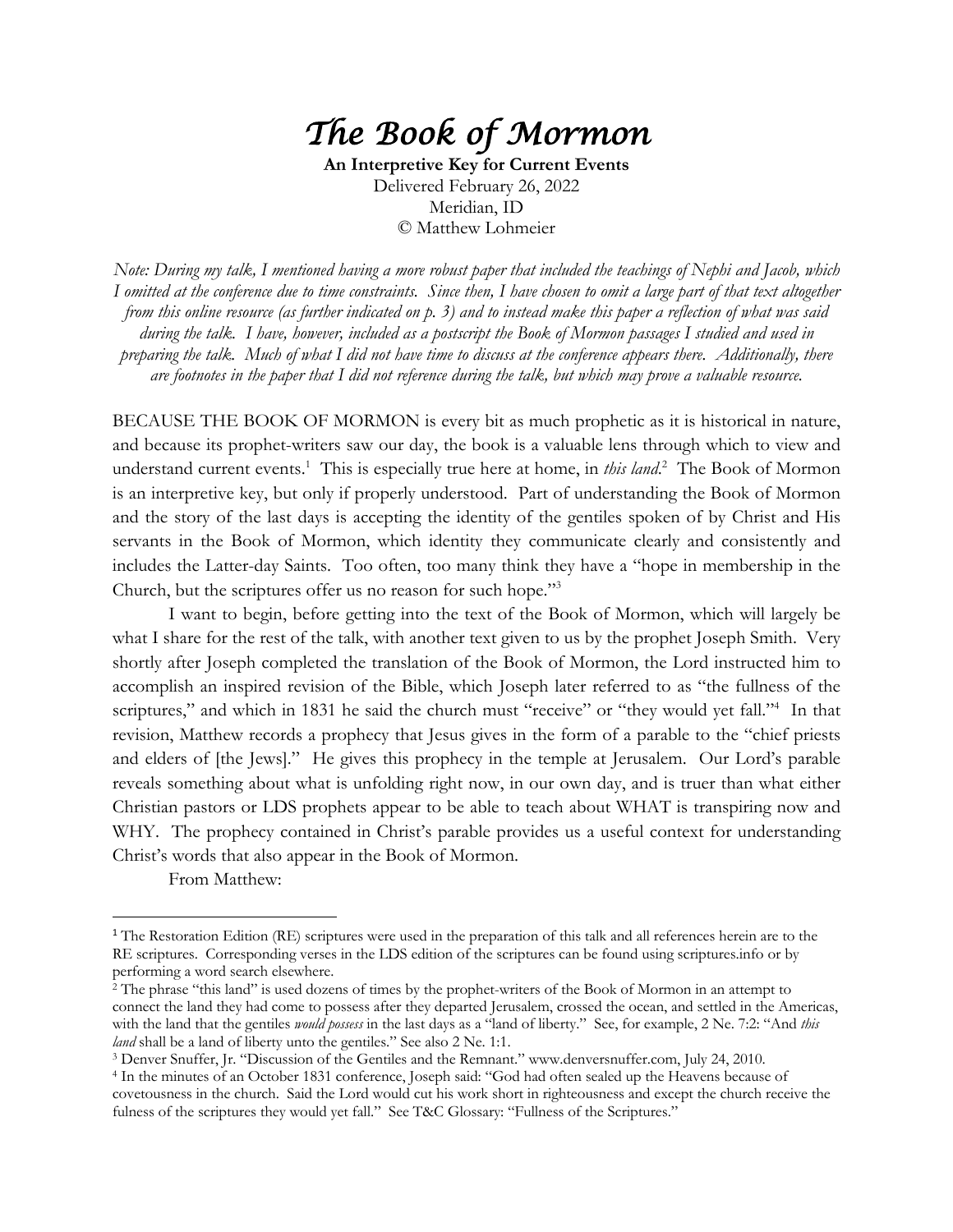# *The Book of Mormon*

**An Interpretive Key for Current Events**
Delivered February 26, 2022
Meridian, ID
© Matthew Lohmeier

*Note: During my talk, I mentioned having a more robust paper that included the teachings of Nephi and Jacob, which I omitted at the conference due to time constraints. Since then, I have chosen to omit a large part of that text altogether from this online resource (as further indicated on p. 3) and to instead make this paper a reflection of what was said during the talk. I have, however, included as a postscript the Book of Mormon passages I studied and used in preparing the talk. Much of what I did not have time to discuss at the conference appears there. Additionally, there are footnotes in the paper that I did not reference during the talk, but which may prove a valuable resource.*

BECAUSE THE BOOK OF MORMON is every bit as much prophetic as it is historical in nature, and because its prophet-writers saw our day, the book is a valuable lens through which to view and understand current events.[1] This is especially true here at home, in *this land*.[2] The Book of Mormon is an interpretive key, but only if properly understood. Part of understanding the Book of Mormon and the story of the last days is accepting the identity of the gentiles spoken of by Christ and His servants in the Book of Mormon, which identity they communicate clearly and consistently and includes the Latter-day Saints. Too often, too many think they have a "hope in membership in the Church, but the scriptures offer us no reason for such hope."[3]

I want to begin, before getting into the text of the Book of Mormon, which will largely be what I share for the rest of the talk, with another text given to us by the prophet Joseph Smith. Very shortly after Joseph completed the translation of the Book of Mormon, the Lord instructed him to accomplish an inspired revision of the Bible, which Joseph later referred to as "the fullness of the scriptures," and which in 1831 he said the church must "receive" or "they would yet fall."[4] In that revision, Matthew records a prophecy that Jesus gives in the form of a parable to the "chief priests and elders of [the Jews]." He gives this prophecy in the temple at Jerusalem. Our Lord's parable reveals something about what is unfolding right now, in our own day, and is truer than what either Christian pastors or LDS prophets appear to be able to teach about WHAT is transpiring now and WHY. The prophecy contained in Christ's parable provides us a useful context for understanding Christ's words that also appear in the Book of Mormon.

From Matthew:

---

[1] The Restoration Edition (RE) scriptures were used in the preparation of this talk and all references herein are to the RE scriptures. Corresponding verses in the LDS edition of the scriptures can be found using scriptures.info or by performing a word search elsewhere.

[2] The phrase "this land" is used dozens of times by the prophet-writers of the Book of Mormon in an attempt to connect the land they had come to possess after they departed Jerusalem, crossed the ocean, and settled in the Americas, with the land that the gentiles *would possess* in the last days as a "land of liberty." See, for example, 2 Ne. 7:2: "And *this land* shall be a land of liberty unto the gentiles." See also 2 Ne. 1:1.

[3] Denver Snuffer, Jr. "Discussion of the Gentiles and the Remnant." www.denversnuffer.com, July 24, 2010.

[4] In the minutes of an October 1831 conference, Joseph said: "God had often sealed up the Heavens because of covetousness in the church. Said the Lord would cut his work short in righteousness and except the church receive the fulness of the scriptures they would yet fall." See T&C Glossary: "Fullness of the Scriptures."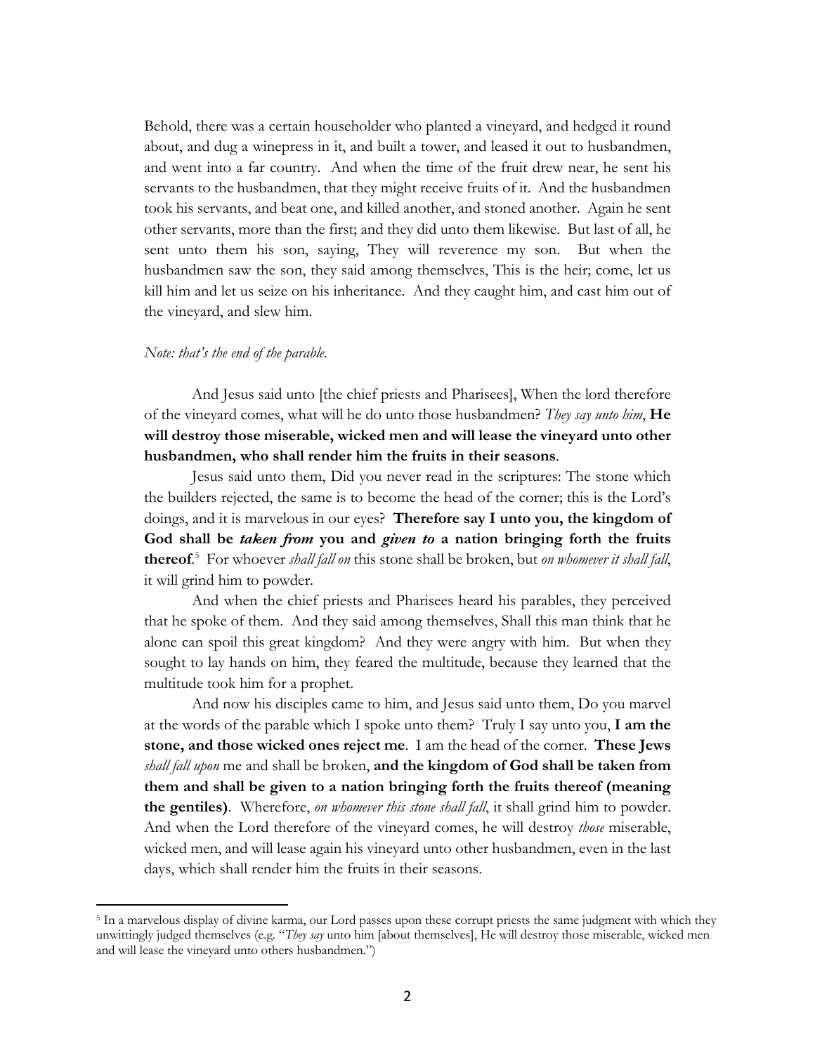Behold, there was a certain householder who planted a vineyard, and hedged it round about, and dug a winepress in it, and built a tower, and leased it out to husbandmen, and went into a far country. And when the time of the fruit drew near, he sent his servants to the husbandmen, that they might receive fruits of it. And the husbandmen took his servants, and beat one, and killed another, and stoned another. Again he sent other servants, more than the first; and they did unto them likewise. But last of all, he sent unto them his son, saying, They will reverence my son. But when the husbandmen saw the son, they said among themselves, This is the heir; come, let us kill him and let us seize on his inheritance. And they caught him, and cast him out of the vineyard, and slew him.

*Note: that's the end of the parable.*

And Jesus said unto [the chief priests and Pharisees], When the lord therefore of the vineyard comes, what will he do unto those husbandmen? *They say unto him*, **He will destroy those miserable, wicked men and will lease the vineyard unto other husbandmen, who shall render him the fruits in their seasons**.

Jesus said unto them, Did you never read in the scriptures: The stone which the builders rejected, the same is to become the head of the corner; this is the Lord's doings, and it is marvelous in our eyes? **Therefore say I unto you, the kingdom of God shall be *taken from* you and *given to* a nation bringing forth the fruits thereof**.[5] For whoever *shall fall on* this stone shall be broken, but *on whomever it shall fall*, it will grind him to powder.

And when the chief priests and Pharisees heard his parables, they perceived that he spoke of them. And they said among themselves, Shall this man think that he alone can spoil this great kingdom? And they were angry with him. But when they sought to lay hands on him, they feared the multitude, because they learned that the multitude took him for a prophet.

And now his disciples came to him, and Jesus said unto them, Do you marvel at the words of the parable which I spoke unto them? Truly I say unto you, **I am the stone, and those wicked ones reject me**. I am the head of the corner. **These Jews** *shall fall upon* me and shall be broken, **and the kingdom of God shall be taken from them and shall be given to a nation bringing forth the fruits thereof (meaning the gentiles)**. Wherefore, *on whomever this stone shall fall*, it shall grind him to powder. And when the Lord therefore of the vineyard comes, he will destroy *those* miserable, wicked men, and will lease again his vineyard unto other husbandmen, even in the last days, which shall render him the fruits in their seasons.

---

[5] In a marvelous display of divine karma, our Lord passes upon these corrupt priests the same judgment with which they unwittingly judged themselves (e.g. "*They say* unto him [about themselves], He will destroy those miserable, wicked men and will lease the vineyard unto others husbandmen.")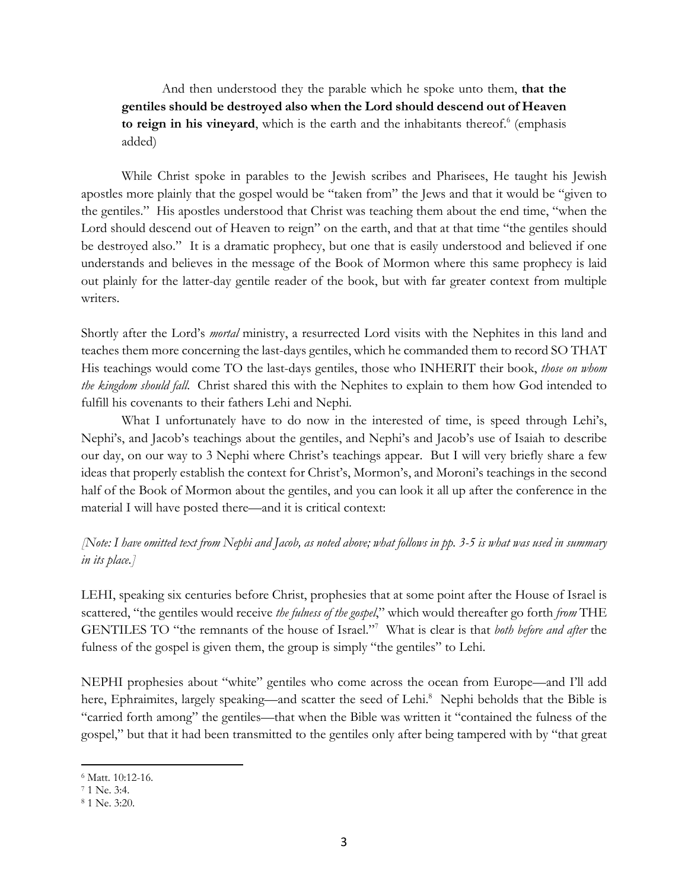> And then understood they the parable which he spoke unto them, **that the gentiles should be destroyed also when the Lord should descend out of Heaven to reign in his vineyard**, which is the earth and the inhabitants thereof.[6] (emphasis added)

While Christ spoke in parables to the Jewish scribes and Pharisees, He taught his Jewish apostles more plainly that the gospel would be "taken from" the Jews and that it would be "given to the gentiles." His apostles understood that Christ was teaching them about the end time, "when the Lord should descend out of Heaven to reign" on the earth, and that at that time "the gentiles should be destroyed also." It is a dramatic prophecy, but one that is easily understood and believed if one understands and believes in the message of the Book of Mormon where this same prophecy is laid out plainly for the latter-day gentile reader of the book, but with far greater context from multiple writers.

Shortly after the Lord's *mortal* ministry, a resurrected Lord visits with the Nephites in this land and teaches them more concerning the last-days gentiles, which he commanded them to record SO THAT His teachings would come TO the last-days gentiles, those who INHERIT their book, *those on whom the kingdom should fall.* Christ shared this with the Nephites to explain to them how God intended to fulfill his covenants to their fathers Lehi and Nephi.

What I unfortunately have to do now in the interest of time, is speed through Lehi's, Nephi's, and Jacob's teachings about the gentiles, and Nephi's and Jacob's use of Isaiah to describe our day, on our way to 3 Nephi where Christ's teachings appear. But I will very briefly share a few ideas that properly establish the context for Christ's, Mormon's, and Moroni's teachings in the second half of the Book of Mormon about the gentiles, and you can look it all up after the conference in the material I will have posted there—and it is critical context:

*[Note: I have omitted text from Nephi and Jacob, as noted above; what follows in pp. 3-5 is what was used in summary in its place.]*

LEHI, speaking six centuries before Christ, prophesies that at some point after the House of Israel is scattered, "the gentiles would receive *the fulness of the gospel*," which would thereafter go forth *from* THE GENTILES TO "the remnants of the house of Israel."[7] What is clear is that *both before and after* the fulness of the gospel is given them, the group is simply "the gentiles" to Lehi.

NEPHI prophesies about "white" gentiles who come across the ocean from Europe—and I'll add here, Ephraimites, largely speaking—and scatter the seed of Lehi.[8] Nephi beholds that the Bible is "carried forth among" the gentiles—that when the Bible was written it "contained the fulness of the gospel," but that it had been transmitted to the gentiles only after being tampered with by "that great

---

[6] Matt. 10:12-16.

[7] 1 Ne. 3:4.

[8] 1 Ne. 3:20.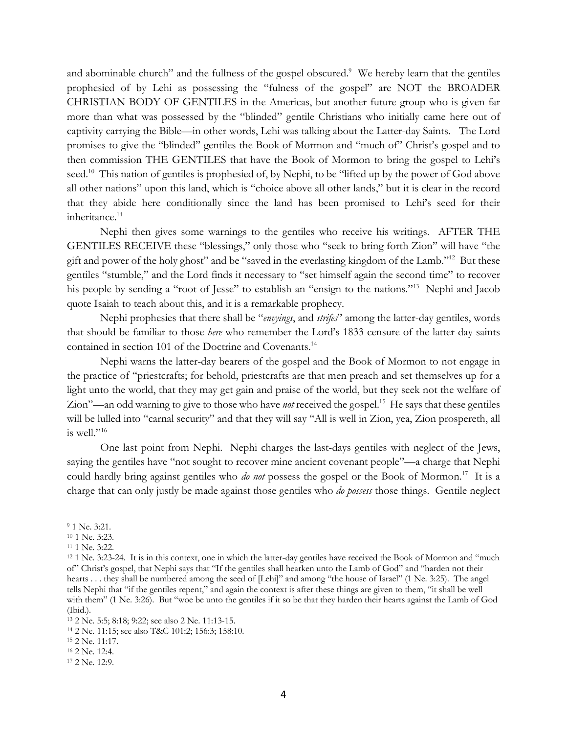and abominable church" and the fullness of the gospel obscured.[9] We hereby learn that the gentiles prophesied of by Lehi as possessing the "fulness of the gospel" are NOT the BROADER CHRISTIAN BODY OF GENTILES in the Americas, but another future group who is given far more than what was possessed by the "blinded" gentile Christians who initially came here out of captivity carrying the Bible—in other words, Lehi was talking about the Latter-day Saints. The Lord promises to give the "blinded" gentiles the Book of Mormon and "much of" Christ's gospel and to then commission THE GENTILES that have the Book of Mormon to bring the gospel to Lehi's seed.[10] This nation of gentiles is prophesied of, by Nephi, to be "lifted up by the power of God above all other nations" upon this land, which is "choice above all other lands," but it is clear in the record that they abide here conditionally since the land has been promised to Lehi's seed for their inheritance.[11]

Nephi then gives some warnings to the gentiles who receive his writings. AFTER THE GENTILES RECEIVE these "blessings," only those who "seek to bring forth Zion" will have "the gift and power of the holy ghost" and be "saved in the everlasting kingdom of the Lamb."[12] But these gentiles "stumble," and the Lord finds it necessary to "set himself again the second time" to recover his people by sending a "root of Jesse" to establish an "ensign to the nations."[13] Nephi and Jacob quote Isaiah to teach about this, and it is a remarkable prophecy.

Nephi prophesies that there shall be "*envyings*, and *strifes*" among the latter-day gentiles, words that should be familiar to those *here* who remember the Lord's 1833 censure of the latter-day saints contained in section 101 of the Doctrine and Covenants.[14]

Nephi warns the latter-day bearers of the gospel and the Book of Mormon to not engage in the practice of "priestcrafts; for behold, priestcrafts are that men preach and set themselves up for a light unto the world, that they may get gain and praise of the world, but they seek not the welfare of Zion"—an odd warning to give to those who have *not* received the gospel.[15] He says that these gentiles will be lulled into "carnal security" and that they will say "All is well in Zion, yea, Zion prospereth, all is well."[16]

One last point from Nephi. Nephi charges the last-days gentiles with neglect of the Jews, saying the gentiles have "not sought to recover mine ancient covenant people"—a charge that Nephi could hardly bring against gentiles who *do not* possess the gospel or the Book of Mormon.[17] It is a charge that can only justly be made against those gentiles who *do possess* those things. Gentile neglect

---

[9] 1 Ne. 3:21.

[10] 1 Ne. 3:23.

[11] 1 Ne. 3:22.

[12] 1 Ne. 3:23-24. It is in this context, one in which the latter-day gentiles have received the Book of Mormon and "much of" Christ's gospel, that Nephi says that "If the gentiles shall hearken unto the Lamb of God" and "harden not their hearts . . . they shall be numbered among the seed of [Lehi]" and among "the house of Israel" (1 Ne. 3:25). The angel tells Nephi that "if the gentiles repent," and again the context is after these things are given to them, "it shall be well with them" (1 Ne. 3:26). But "woe be unto the gentiles if it so be that they harden their hearts against the Lamb of God (Ibid.).

[13] 2 Ne. 5:5; 8:18; 9:22; see also 2 Ne. 11:13-15.

[14] 2 Ne. 11:15; see also T&C 101:2; 156:3; 158:10.

[15] 2 Ne. 11:17.

[16] 2 Ne. 12:4.

[17] 2 Ne. 12:9.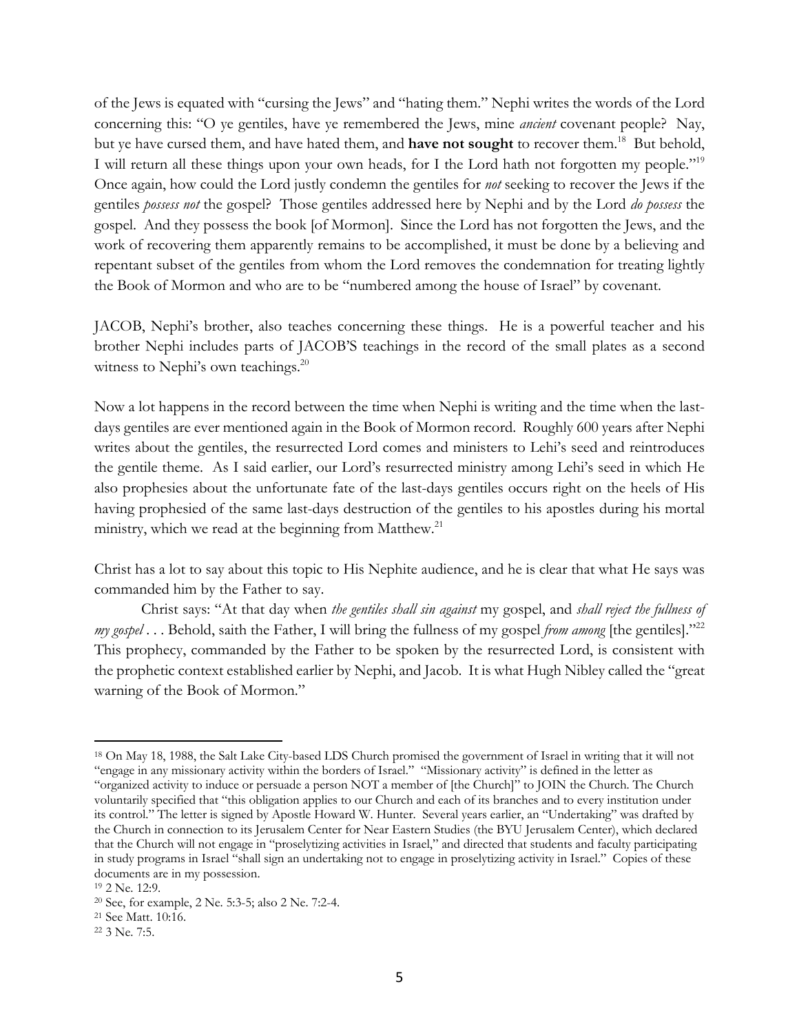of the Jews is equated with "cursing the Jews" and "hating them." Nephi writes the words of the Lord concerning this: "O ye gentiles, have ye remembered the Jews, mine *ancient* covenant people? Nay, but ye have cursed them, and have hated them, and **have not sought** to recover them.[18] But behold, I will return all these things upon your own heads, for I the Lord hath not forgotten my people."[19] Once again, how could the Lord justly condemn the gentiles for *not* seeking to recover the Jews if the gentiles *possess not* the gospel? Those gentiles addressed here by Nephi and by the Lord *do possess* the gospel. And they possess the book [of Mormon]. Since the Lord has not forgotten the Jews, and the work of recovering them apparently remains to be accomplished, it must be done by a believing and repentant subset of the gentiles from whom the Lord removes the condemnation for treating lightly the Book of Mormon and who are to be "numbered among the house of Israel" by covenant.

JACOB, Nephi's brother, also teaches concerning these things. He is a powerful teacher and his brother Nephi includes parts of JACOB'S teachings in the record of the small plates as a second witness to Nephi's own teachings.[20]

Now a lot happens in the record between the time when Nephi is writing and the time when the last-days gentiles are ever mentioned again in the Book of Mormon record. Roughly 600 years after Nephi writes about the gentiles, the resurrected Lord comes and ministers to Lehi's seed and reintroduces the gentile theme. As I said earlier, our Lord's resurrected ministry among Lehi's seed in which He also prophesies about the unfortunate fate of the last-days gentiles occurs right on the heels of His having prophesied of the same last-days destruction of the gentiles to his apostles during his mortal ministry, which we read at the beginning from Matthew.[21]

Christ has a lot to say about this topic to His Nephite audience, and he is clear that what He says was commanded him by the Father to say.

Christ says: "At that day when *the gentiles shall sin against* my gospel, and *shall reject the fullness of my gospel* . . . Behold, saith the Father, I will bring the fullness of my gospel *from among* [the gentiles]."[22] This prophecy, commanded by the Father to be spoken by the resurrected Lord, is consistent with the prophetic context established earlier by Nephi, and Jacob. It is what Hugh Nibley called the "great warning of the Book of Mormon."

---

[18] On May 18, 1988, the Salt Lake City-based LDS Church promised the government of Israel in writing that it will not "engage in any missionary activity within the borders of Israel." "Missionary activity" is defined in the letter as "organized activity to induce or persuade a person NOT a member of [the Church]" to JOIN the Church. The Church voluntarily specified that "this obligation applies to our Church and each of its branches and to every institution under its control." The letter is signed by Apostle Howard W. Hunter. Several years earlier, an "Undertaking" was drafted by the Church in connection to its Jerusalem Center for Near Eastern Studies (the BYU Jerusalem Center), which declared that the Church will not engage in "proselytizing activities in Israel," and directed that students and faculty participating in study programs in Israel "shall sign an undertaking not to engage in proselytizing activity in Israel." Copies of these documents are in my possession.

[19] 2 Ne. 12:9.

[20] See, for example, 2 Ne. 5:3-5; also 2 Ne. 7:2-4.

[21] See Matt. 10:16.

[22] 3 Ne. 7:5.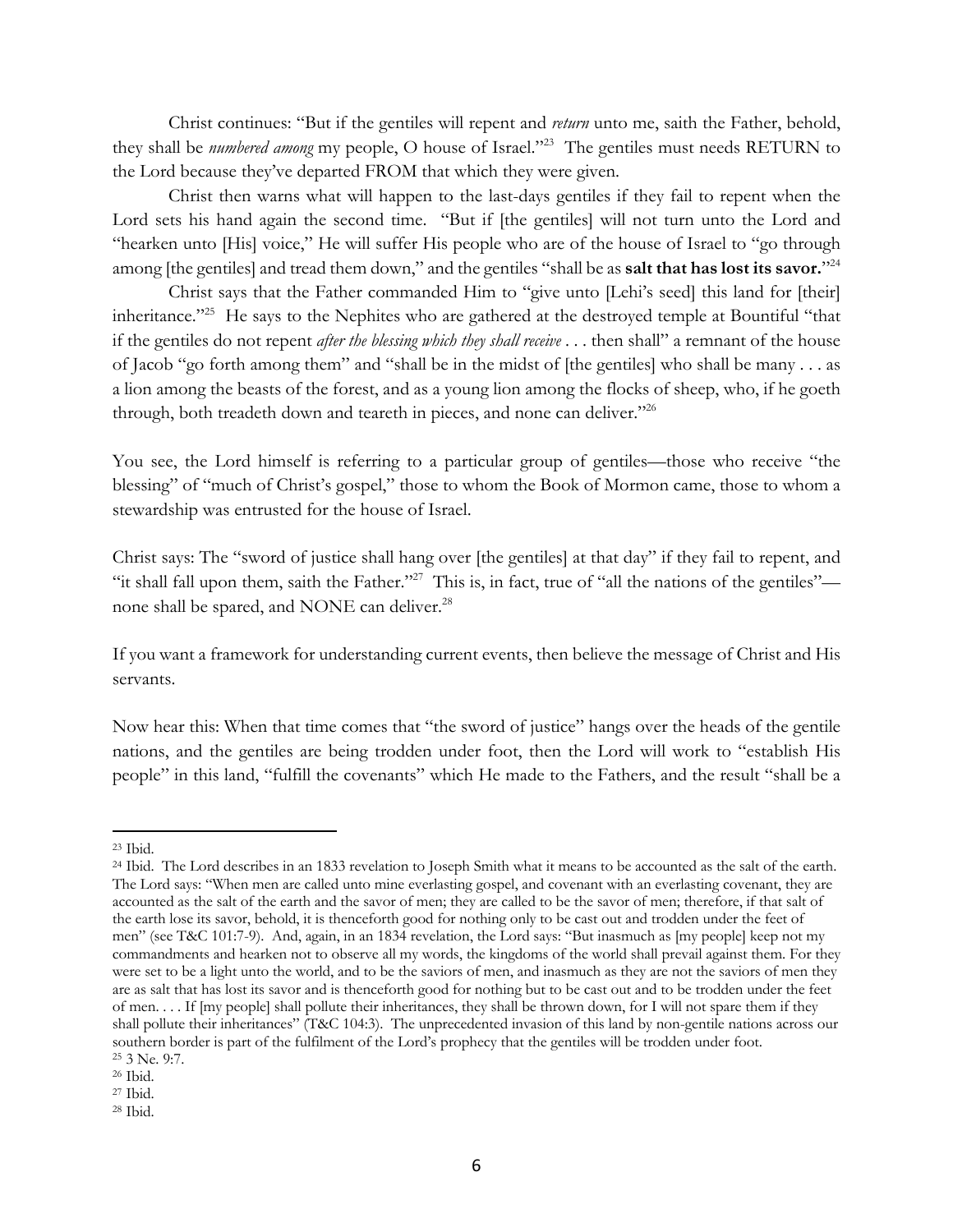Christ continues: "But if the gentiles will repent and *return* unto me, saith the Father, behold, they shall be *numbered among* my people, O house of Israel."[23] The gentiles must needs RETURN to the Lord because they've departed FROM that which they were given.

Christ then warns what will happen to the last-days gentiles if they fail to repent when the Lord sets his hand again the second time. "But if [the gentiles] will not turn unto the Lord and "hearken unto [His] voice," He will suffer His people who are of the house of Israel to "go through among [the gentiles] and tread them down," and the gentiles "shall be as **salt that has lost its savor.**"[24]

Christ says that the Father commanded Him to "give unto [Lehi's seed] this land for [their] inheritance."[25] He says to the Nephites who are gathered at the destroyed temple at Bountiful "that if the gentiles do not repent *after the blessing which they shall receive* . . . then shall" a remnant of the house of Jacob "go forth among them" and "shall be in the midst of [the gentiles] who shall be many . . . as a lion among the beasts of the forest, and as a young lion among the flocks of sheep, who, if he goeth through, both treadeth down and teareth in pieces, and none can deliver."[26]

You see, the Lord himself is referring to a particular group of gentiles—those who receive "the blessing" of "much of Christ's gospel," those to whom the Book of Mormon came, those to whom a stewardship was entrusted for the house of Israel.

Christ says: The "sword of justice shall hang over [the gentiles] at that day" if they fail to repent, and "it shall fall upon them, saith the Father."[27] This is, in fact, true of "all the nations of the gentiles"—none shall be spared, and NONE can deliver.[28]

If you want a framework for understanding current events, then believe the message of Christ and His servants.

Now hear this: When that time comes that "the sword of justice" hangs over the heads of the gentile nations, and the gentiles are being trodden under foot, then the Lord will work to "establish His people" in this land, "fulfill the covenants" which He made to the Fathers, and the result "shall be a

---

[23] Ibid.

[24] Ibid. The Lord describes in an 1833 revelation to Joseph Smith what it means to be accounted as the salt of the earth. The Lord says: "When men are called unto mine everlasting gospel, and covenant with an everlasting covenant, they are accounted as the salt of the earth and the savor of men; they are called to be the savor of men; therefore, if that salt of the earth lose its savor, behold, it is thenceforth good for nothing only to be cast out and trodden under the feet of men" (see T&C 101:7-9). And, again, in an 1834 revelation, the Lord says: "But inasmuch as [my people] keep not my commandments and hearken not to observe all my words, the kingdoms of the world shall prevail against them. For they were set to be a light unto the world, and to be the saviors of men, and inasmuch as they are not the saviors of men they are as salt that has lost its savor and is thenceforth good for nothing but to be cast out and to be trodden under the feet of men. . . . If [my people] shall pollute their inheritances, they shall be thrown down, for I will not spare them if they shall pollute their inheritances" (T&C 104:3). The unprecedented invasion of this land by non-gentile nations across our southern border is part of the fulfilment of the Lord's prophecy that the gentiles will be trodden under foot.

[25] 3 Ne. 9:7.

[26] Ibid.

[27] Ibid.

[28] Ibid.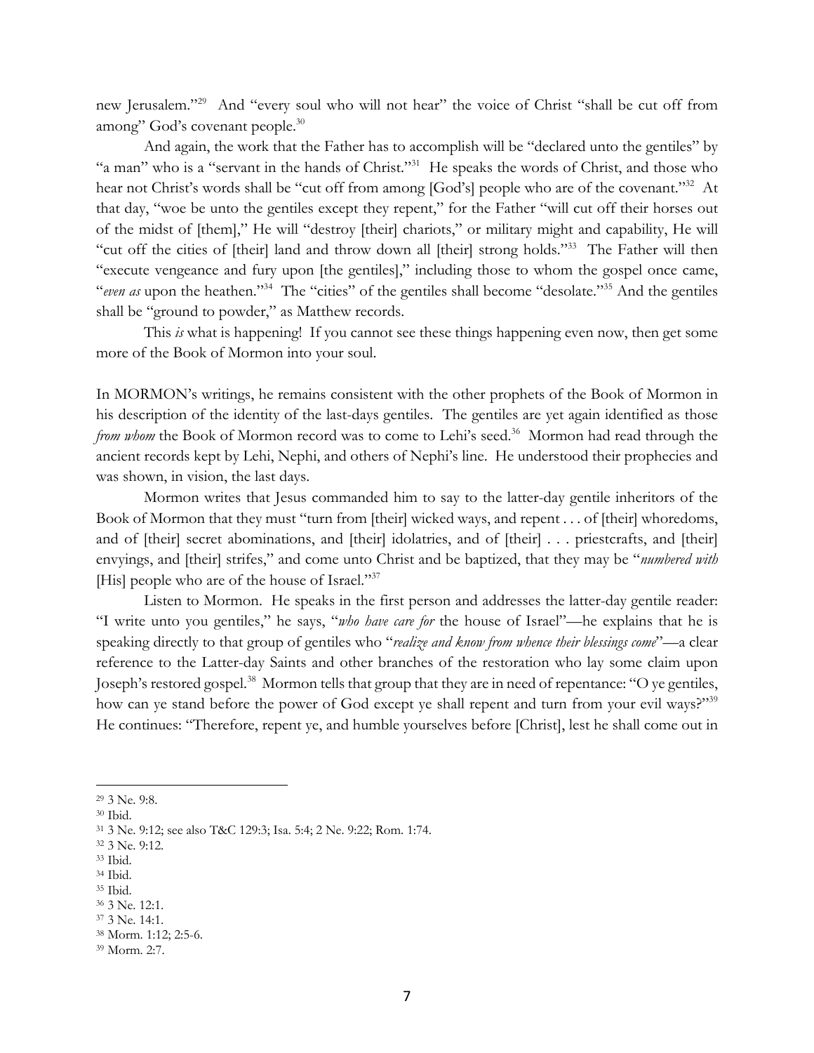new Jerusalem."[29] And "every soul who will not hear" the voice of Christ "shall be cut off from among" God's covenant people.[30]

And again, the work that the Father has to accomplish will be "declared unto the gentiles" by "a man" who is a "servant in the hands of Christ."[31] He speaks the words of Christ, and those who hear not Christ's words shall be "cut off from among [God's] people who are of the covenant."[32] At that day, "woe be unto the gentiles except they repent," for the Father "will cut off their horses out of the midst of [them]," He will "destroy [their] chariots," or military might and capability, He will "cut off the cities of [their] land and throw down all [their] strong holds."[33] The Father will then "execute vengeance and fury upon [the gentiles]," including those to whom the gospel once came, "*even as* upon the heathen."[34] The "cities" of the gentiles shall become "desolate."[35] And the gentiles shall be "ground to powder," as Matthew records.

This *is* what is happening! If you cannot see these things happening even now, then get some more of the Book of Mormon into your soul.

In MORMON's writings, he remains consistent with the other prophets of the Book of Mormon in his description of the identity of the last-days gentiles. The gentiles are yet again identified as those *from whom* the Book of Mormon record was to come to Lehi's seed.[36] Mormon had read through the ancient records kept by Lehi, Nephi, and others of Nephi's line. He understood their prophecies and was shown, in vision, the last days.

Mormon writes that Jesus commanded him to say to the latter-day gentile inheritors of the Book of Mormon that they must "turn from [their] wicked ways, and repent . . . of [their] whoredoms, and of [their] secret abominations, and [their] idolatries, and of [their] . . . priestcrafts, and [their] envyings, and [their] strifes," and come unto Christ and be baptized, that they may be "*numbered with* [His] people who are of the house of Israel."[37]

Listen to Mormon. He speaks in the first person and addresses the latter-day gentile reader: "I write unto you gentiles," he says, "*who have care for* the house of Israel"—he explains that he is speaking directly to that group of gentiles who "*realize and know from whence their blessings come*"—a clear reference to the Latter-day Saints and other branches of the restoration who lay some claim upon Joseph's restored gospel.[38] Mormon tells that group that they are in need of repentance: "O ye gentiles, how can ye stand before the power of God except ye shall repent and turn from your evil ways?"[39] He continues: "Therefore, repent ye, and humble yourselves before [Christ], lest he shall come out in

---

[29] 3 Ne. 9:8.
[30] Ibid.
[31] 3 Ne. 9:12; see also T&C 129:3; Isa. 5:4; 2 Ne. 9:22; Rom. 1:74.
[32] 3 Ne. 9:12.
[33] Ibid.
[34] Ibid.
[35] Ibid.
[36] 3 Ne. 12:1.
[37] 3 Ne. 14:1.
[38] Morm. 1:12; 2:5-6.
[39] Morm. 2:7.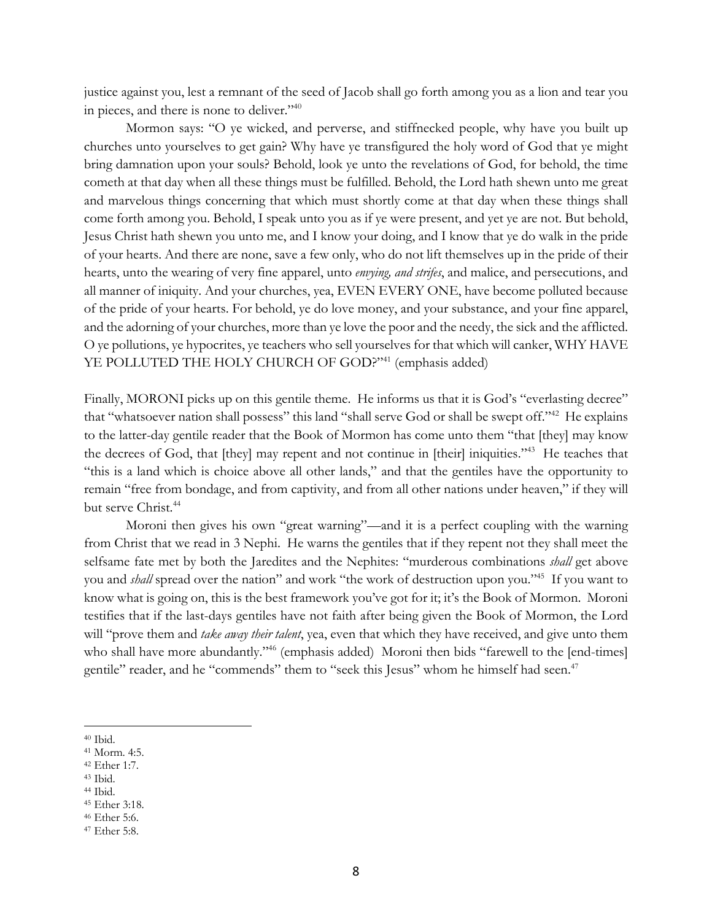justice against you, lest a remnant of the seed of Jacob shall go forth among you as a lion and tear you in pieces, and there is none to deliver."[40]

Mormon says: "O ye wicked, and perverse, and stiffnecked people, why have you built up churches unto yourselves to get gain? Why have ye transfigured the holy word of God that ye might bring damnation upon your souls? Behold, look ye unto the revelations of God, for behold, the time cometh at that day when all these things must be fulfilled. Behold, the Lord hath shewn unto me great and marvelous things concerning that which must shortly come at that day when these things shall come forth among you. Behold, I speak unto you as if ye were present, and yet ye are not. But behold, Jesus Christ hath shewn you unto me, and I know your doing, and I know that ye do walk in the pride of your hearts. And there are none, save a few only, who do not lift themselves up in the pride of their hearts, unto the wearing of very fine apparel, unto *envying, and strifes*, and malice, and persecutions, and all manner of iniquity. And your churches, yea, EVEN EVERY ONE, have become polluted because of the pride of your hearts. For behold, ye do love money, and your substance, and your fine apparel, and the adorning of your churches, more than ye love the poor and the needy, the sick and the afflicted. O ye pollutions, ye hypocrites, ye teachers who sell yourselves for that which will canker, WHY HAVE YE POLLUTED THE HOLY CHURCH OF GOD?"[41] (emphasis added)

Finally, MORONI picks up on this gentile theme. He informs us that it is God's "everlasting decree" that "whatsoever nation shall possess" this land "shall serve God or shall be swept off."[42] He explains to the latter-day gentile reader that the Book of Mormon has come unto them "that [they] may know the decrees of God, that [they] may repent and not continue in [their] iniquities."[43] He teaches that "this is a land which is choice above all other lands," and that the gentiles have the opportunity to remain "free from bondage, and from captivity, and from all other nations under heaven," if they will but serve Christ.[44]

Moroni then gives his own "great warning"—and it is a perfect coupling with the warning from Christ that we read in 3 Nephi. He warns the gentiles that if they repent not they shall meet the selfsame fate met by both the Jaredites and the Nephites: "murderous combinations *shall* get above you and *shall* spread over the nation" and work "the work of destruction upon you."[45] If you want to know what is going on, this is the best framework you've got for it; it's the Book of Mormon. Moroni testifies that if the last-days gentiles have not faith after being given the Book of Mormon, the Lord will "prove them and *take away their talent*, yea, even that which they have received, and give unto them who shall have more abundantly."[46] (emphasis added) Moroni then bids "farewell to the [end-times] gentile" reader, and he "commends" them to "seek this Jesus" whom he himself had seen.[47]

---

[40] Ibid.
[41] Morm. 4:5.
[42] Ether 1:7.
[43] Ibid.
[44] Ibid.
[45] Ether 3:18.
[46] Ether 5:6.
[47] Ether 5:8.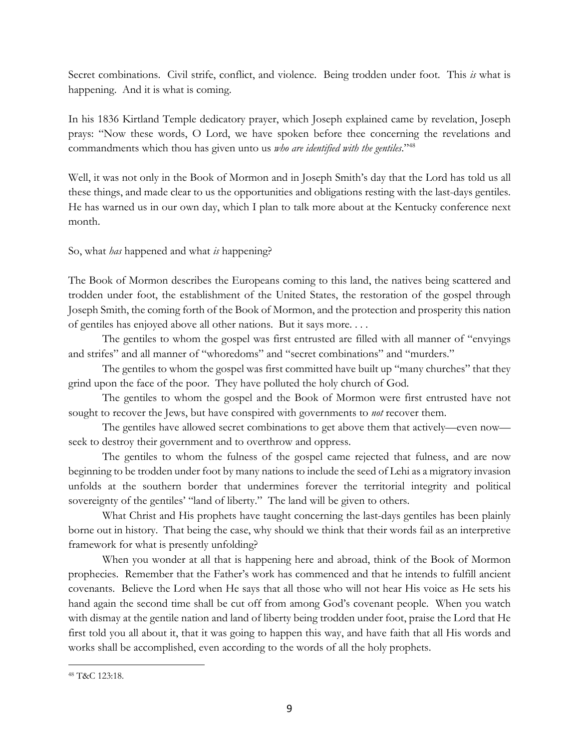Secret combinations. Civil strife, conflict, and violence. Being trodden under foot. This *is* what is happening. And it is what is coming.

In his 1836 Kirtland Temple dedicatory prayer, which Joseph explained came by revelation, Joseph prays: "Now these words, O Lord, we have spoken before thee concerning the revelations and commandments which thou has given unto us *who are identified with the gentiles*."[48]

Well, it was not only in the Book of Mormon and in Joseph Smith's day that the Lord has told us all these things, and made clear to us the opportunities and obligations resting with the last-days gentiles. He has warned us in our own day, which I plan to talk more about at the Kentucky conference next month.

So, what *has* happened and what *is* happening?

The Book of Mormon describes the Europeans coming to this land, the natives being scattered and trodden under foot, the establishment of the United States, the restoration of the gospel through Joseph Smith, the coming forth of the Book of Mormon, and the protection and prosperity this nation of gentiles has enjoyed above all other nations. But it says more. . . .

The gentiles to whom the gospel was first entrusted are filled with all manner of "envyings and strifes" and all manner of "whoredoms" and "secret combinations" and "murders."

The gentiles to whom the gospel was first committed have built up "many churches" that they grind upon the face of the poor. They have polluted the holy church of God.

The gentiles to whom the gospel and the Book of Mormon were first entrusted have not sought to recover the Jews, but have conspired with governments to *not* recover them.

The gentiles have allowed secret combinations to get above them that actively—even now—seek to destroy their government and to overthrow and oppress.

The gentiles to whom the fulness of the gospel came rejected that fulness, and are now beginning to be trodden under foot by many nations to include the seed of Lehi as a migratory invasion unfolds at the southern border that undermines forever the territorial integrity and political sovereignty of the gentiles' "land of liberty." The land will be given to others.

What Christ and His prophets have taught concerning the last-days gentiles has been plainly borne out in history. That being the case, why should we think that their words fail as an interpretive framework for what is presently unfolding?

When you wonder at all that is happening here and abroad, think of the Book of Mormon prophecies. Remember that the Father's work has commenced and that he intends to fulfill ancient covenants. Believe the Lord when He says that all those who will not hear His voice as He sets his hand again the second time shall be cut off from among God's covenant people. When you watch with dismay at the gentile nation and land of liberty being trodden under foot, praise the Lord that He first told you all about it, that it was going to happen this way, and have faith that all His words and works shall be accomplished, even according to the words of all the holy prophets.

---

[48] T&C 123:18.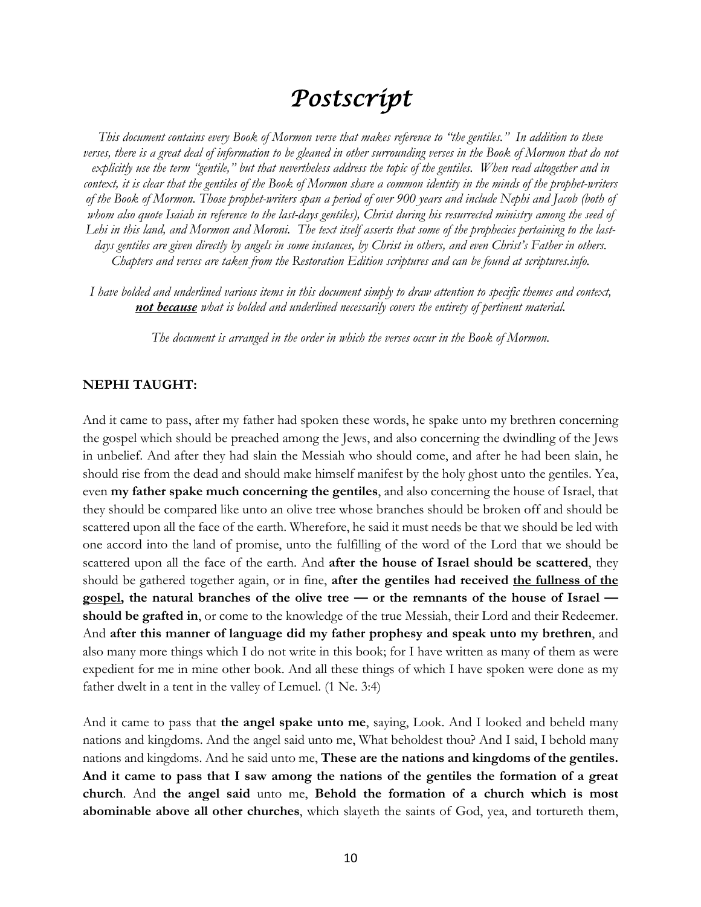# *Postscript*

*This document contains every Book of Mormon verse that makes reference to "the gentiles." In addition to these verses, there is a great deal of information to be gleaned in other surrounding verses in the Book of Mormon that do not explicitly use the term "gentile," but that nevertheless address the topic of the gentiles. When read altogether and in context, it is clear that the gentiles of the Book of Mormon share a common identity in the minds of the prophet-writers of the Book of Mormon. Those prophet-writers span a period of over 900 years and include Nephi and Jacob (both of whom also quote Isaiah in reference to the last-days gentiles), Christ during his resurrected ministry among the seed of Lehi in this land, and Mormon and Moroni. The text itself asserts that some of the prophecies pertaining to the last-days gentiles are given directly by angels in some instances, by Christ in others, and even Christ's Father in others. Chapters and verses are taken from the Restoration Edition scriptures and can be found at scriptures.info.*

*I have bolded and underlined various items in this document simply to draw attention to specific themes and context,* ***<u>not because</u>*** *what is bolded and underlined necessarily covers the entirety of pertinent material.*

*The document is arranged in the order in which the verses occur in the Book of Mormon.*

**NEPHI TAUGHT:**

And it came to pass, after my father had spoken these words, he spake unto my brethren concerning the gospel which should be preached among the Jews, and also concerning the dwindling of the Jews in unbelief. And after they had slain the Messiah who should come, and after he had been slain, he should rise from the dead and should make himself manifest by the holy ghost unto the gentiles. Yea, even **my father spake much concerning the gentiles**, and also concerning the house of Israel, that they should be compared like unto an olive tree whose branches should be broken off and should be scattered upon all the face of the earth. Wherefore, he said it must needs be that we should be led with one accord into the land of promise, unto the fulfilling of the word of the Lord that we should be scattered upon all the face of the earth. And **after the house of Israel should be scattered**, they should be gathered together again, or in fine, **after the gentiles had received <u>the fullness of the gospel</u>, the natural branches of the olive tree — or the remnants of the house of Israel — should be grafted in**, or come to the knowledge of the true Messiah, their Lord and their Redeemer. And **after this manner of language did my father prophesy and speak unto my brethren**, and also many more things which I do not write in this book; for I have written as many of them as were expedient for me in mine other book. And all these things of which I have spoken were done as my father dwelt in a tent in the valley of Lemuel. (1 Ne. 3:4)

And it came to pass that **the angel spake unto me**, saying, Look. And I looked and beheld many nations and kingdoms. And the angel said unto me, What beholdest thou? And I said, I behold many nations and kingdoms. And he said unto me, **These are the nations and kingdoms of the gentiles. And it came to pass that I saw among the nations of the gentiles the formation of a great church**. And **the angel said** unto me, **Behold the formation of a church which is most abominable above all other churches**, which slayeth the saints of God, yea, and tortureth them,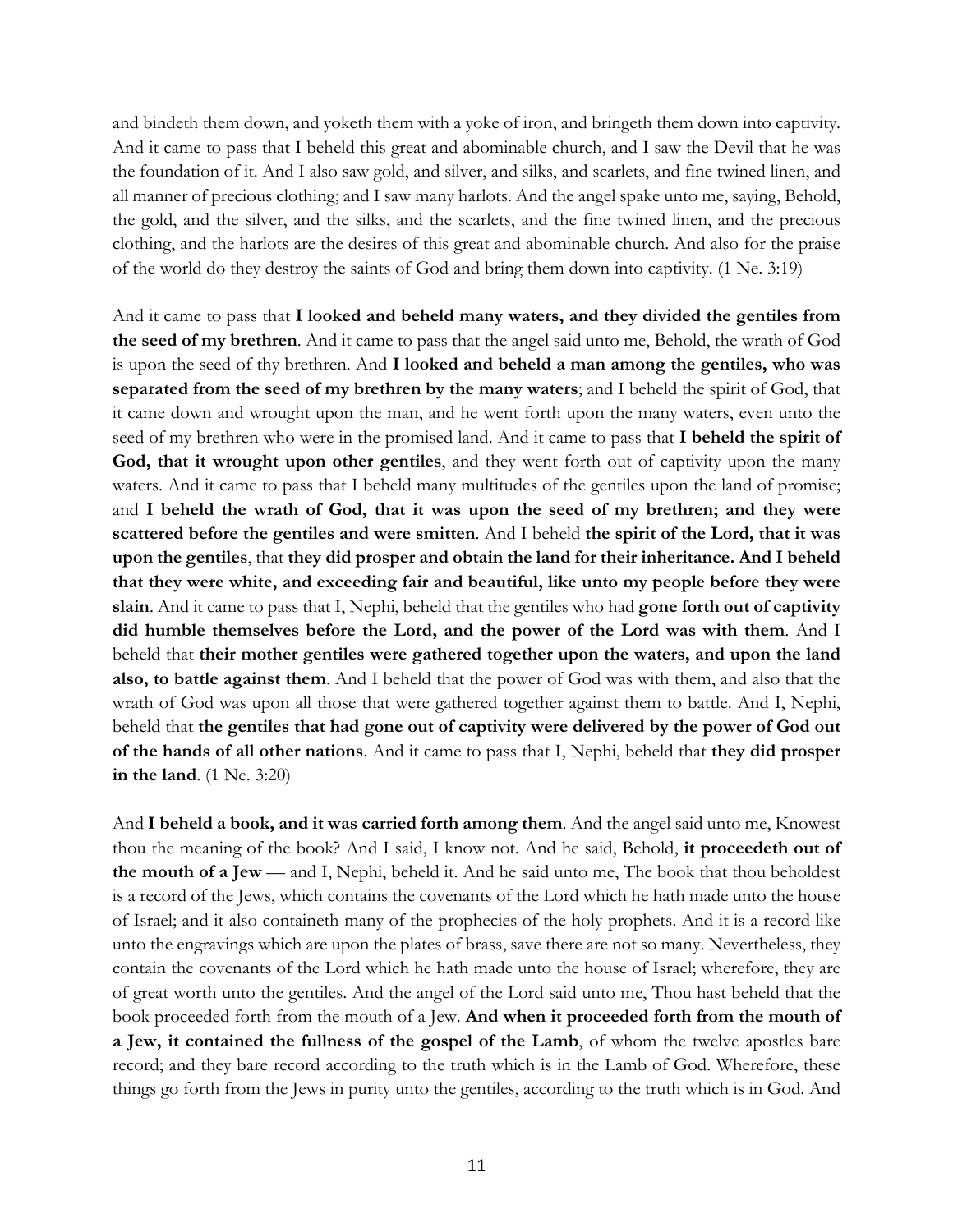and bindeth them down, and yoketh them with a yoke of iron, and bringeth them down into captivity. And it came to pass that I beheld this great and abominable church, and I saw the Devil that he was the foundation of it. And I also saw gold, and silver, and silks, and scarlets, and fine twined linen, and all manner of precious clothing; and I saw many harlots. And the angel spake unto me, saying, Behold, the gold, and the silver, and the silks, and the scarlets, and the fine twined linen, and the precious clothing, and the harlots are the desires of this great and abominable church. And also for the praise of the world do they destroy the saints of God and bring them down into captivity. (1 Ne. 3:19)

And it came to pass that **I looked and beheld many waters, and they divided the gentiles from the seed of my brethren**. And it came to pass that the angel said unto me, Behold, the wrath of God is upon the seed of thy brethren. And **I looked and beheld a man among the gentiles, who was separated from the seed of my brethren by the many waters**; and I beheld the spirit of God, that it came down and wrought upon the man, and he went forth upon the many waters, even unto the seed of my brethren who were in the promised land. And it came to pass that **I beheld the spirit of God, that it wrought upon other gentiles**, and they went forth out of captivity upon the many waters. And it came to pass that I beheld many multitudes of the gentiles upon the land of promise; and **I beheld the wrath of God, that it was upon the seed of my brethren; and they were scattered before the gentiles and were smitten**. And I beheld **the spirit of the Lord, that it was upon the gentiles**, that **they did prosper and obtain the land for their inheritance. And I beheld that they were white, and exceeding fair and beautiful, like unto my people before they were slain**. And it came to pass that I, Nephi, beheld that the gentiles who had **gone forth out of captivity did humble themselves before the Lord, and the power of the Lord was with them**. And I beheld that **their mother gentiles were gathered together upon the waters, and upon the land also, to battle against them**. And I beheld that the power of God was with them, and also that the wrath of God was upon all those that were gathered together against them to battle. And I, Nephi, beheld that **the gentiles that had gone out of captivity were delivered by the power of God out of the hands of all other nations**. And it came to pass that I, Nephi, beheld that **they did prosper in the land**. (1 Ne. 3:20)

And **I beheld a book, and it was carried forth among them**. And the angel said unto me, Knowest thou the meaning of the book? And I said, I know not. And he said, Behold, **it proceedeth out of the mouth of a Jew** — and I, Nephi, beheld it. And he said unto me, The book that thou beholdest is a record of the Jews, which contains the covenants of the Lord which he hath made unto the house of Israel; and it also containeth many of the prophecies of the holy prophets. And it is a record like unto the engravings which are upon the plates of brass, save there are not so many. Nevertheless, they contain the covenants of the Lord which he hath made unto the house of Israel; wherefore, they are of great worth unto the gentiles. And the angel of the Lord said unto me, Thou hast beheld that the book proceeded forth from the mouth of a Jew. **And when it proceeded forth from the mouth of a Jew, it contained the fullness of the gospel of the Lamb**, of whom the twelve apostles bare record; and they bare record according to the truth which is in the Lamb of God. Wherefore, these things go forth from the Jews in purity unto the gentiles, according to the truth which is in God. And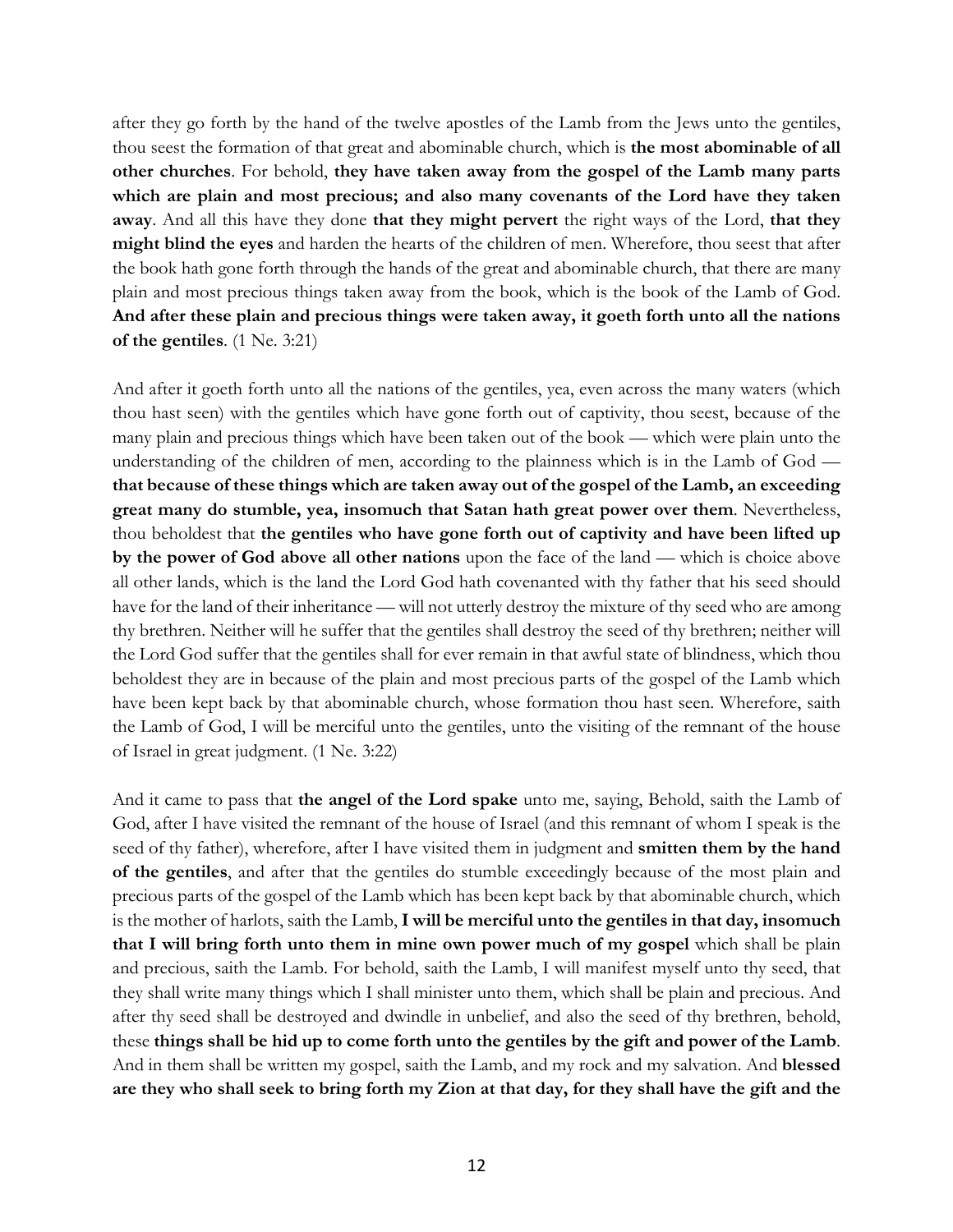after they go forth by the hand of the twelve apostles of the Lamb from the Jews unto the gentiles, thou seest the formation of that great and abominable church, which is **the most abominable of all other churches**. For behold, **they have taken away from the gospel of the Lamb many parts which are plain and most precious; and also many covenants of the Lord have they taken away**. And all this have they done **that they might pervert** the right ways of the Lord, **that they might blind the eyes** and harden the hearts of the children of men. Wherefore, thou seest that after the book hath gone forth through the hands of the great and abominable church, that there are many plain and most precious things taken away from the book, which is the book of the Lamb of God. **And after these plain and precious things were taken away, it goeth forth unto all the nations of the gentiles**. (1 Ne. 3:21)

And after it goeth forth unto all the nations of the gentiles, yea, even across the many waters (which thou hast seen) with the gentiles which have gone forth out of captivity, thou seest, because of the many plain and precious things which have been taken out of the book — which were plain unto the understanding of the children of men, according to the plainness which is in the Lamb of God — **that because of these things which are taken away out of the gospel of the Lamb, an exceeding great many do stumble, yea, insomuch that Satan hath great power over them**. Nevertheless, thou beholdest that **the gentiles who have gone forth out of captivity and have been lifted up by the power of God above all other nations** upon the face of the land — which is choice above all other lands, which is the land the Lord God hath covenanted with thy father that his seed should have for the land of their inheritance — will not utterly destroy the mixture of thy seed who are among thy brethren. Neither will he suffer that the gentiles shall destroy the seed of thy brethren; neither will the Lord God suffer that the gentiles shall for ever remain in that awful state of blindness, which thou beholdest they are in because of the plain and most precious parts of the gospel of the Lamb which have been kept back by that abominable church, whose formation thou hast seen. Wherefore, saith the Lamb of God, I will be merciful unto the gentiles, unto the visiting of the remnant of the house of Israel in great judgment. (1 Ne. 3:22)

And it came to pass that **the angel of the Lord spake** unto me, saying, Behold, saith the Lamb of God, after I have visited the remnant of the house of Israel (and this remnant of whom I speak is the seed of thy father), wherefore, after I have visited them in judgment and **smitten them by the hand of the gentiles**, and after that the gentiles do stumble exceedingly because of the most plain and precious parts of the gospel of the Lamb which has been kept back by that abominable church, which is the mother of harlots, saith the Lamb, **I will be merciful unto the gentiles in that day, insomuch that I will bring forth unto them in mine own power much of my gospel** which shall be plain and precious, saith the Lamb. For behold, saith the Lamb, I will manifest myself unto thy seed, that they shall write many things which I shall minister unto them, which shall be plain and precious. And after thy seed shall be destroyed and dwindle in unbelief, and also the seed of thy brethren, behold, these **things shall be hid up to come forth unto the gentiles by the gift and power of the Lamb**. And in them shall be written my gospel, saith the Lamb, and my rock and my salvation. And **blessed are they who shall seek to bring forth my Zion at that day, for they shall have the gift and the**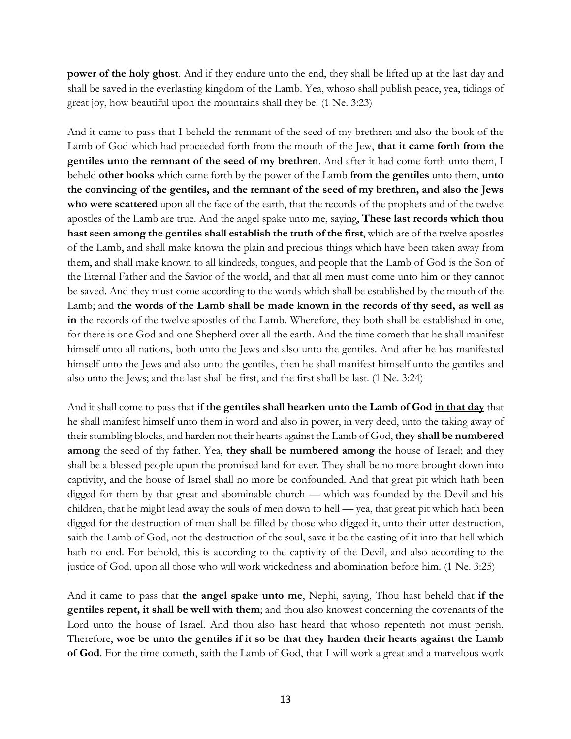**power of the holy ghost**. And if they endure unto the end, they shall be lifted up at the last day and shall be saved in the everlasting kingdom of the Lamb. Yea, whoso shall publish peace, yea, tidings of great joy, how beautiful upon the mountains shall they be! (1 Ne. 3:23)

And it came to pass that I beheld the remnant of the seed of my brethren and also the book of the Lamb of God which had proceeded forth from the mouth of the Jew, **that it came forth from the gentiles unto the remnant of the seed of my brethren**. And after it had come forth unto them, I beheld <u>**other books**</u> which came forth by the power of the Lamb <u>**from the gentiles**</u> unto them, **unto the convincing of the gentiles, and the remnant of the seed of my brethren, and also the Jews who were scattered** upon all the face of the earth, that the records of the prophets and of the twelve apostles of the Lamb are true. And the angel spake unto me, saying, **These last records which thou hast seen among the gentiles shall establish the truth of the first**, which are of the twelve apostles of the Lamb, and shall make known the plain and precious things which have been taken away from them, and shall make known to all kindreds, tongues, and people that the Lamb of God is the Son of the Eternal Father and the Savior of the world, and that all men must come unto him or they cannot be saved. And they must come according to the words which shall be established by the mouth of the Lamb; and **the words of the Lamb shall be made known in the records of thy seed, as well as in** the records of the twelve apostles of the Lamb. Wherefore, they both shall be established in one, for there is one God and one Shepherd over all the earth. And the time cometh that he shall manifest himself unto all nations, both unto the Jews and also unto the gentiles. And after he has manifested himself unto the Jews and also unto the gentiles, then he shall manifest himself unto the gentiles and also unto the Jews; and the last shall be first, and the first shall be last. (1 Ne. 3:24)

And it shall come to pass that **if the gentiles shall hearken unto the Lamb of God <u>in that day</u>** that he shall manifest himself unto them in word and also in power, in very deed, unto the taking away of their stumbling blocks, and harden not their hearts against the Lamb of God, **they shall be numbered among** the seed of thy father. Yea, **they shall be numbered among** the house of Israel; and they shall be a blessed people upon the promised land for ever. They shall be no more brought down into captivity, and the house of Israel shall no more be confounded. And that great pit which hath been digged for them by that great and abominable church — which was founded by the Devil and his children, that he might lead away the souls of men down to hell — yea, that great pit which hath been digged for the destruction of men shall be filled by those who digged it, unto their utter destruction, saith the Lamb of God, not the destruction of the soul, save it be the casting of it into that hell which hath no end. For behold, this is according to the captivity of the Devil, and also according to the justice of God, upon all those who will work wickedness and abomination before him. (1 Ne. 3:25)

And it came to pass that **the angel spake unto me**, Nephi, saying, Thou hast beheld that **if the gentiles repent, it shall be well with them**; and thou also knowest concerning the covenants of the Lord unto the house of Israel. And thou also hast heard that whoso repenteth not must perish. Therefore, **woe be unto the gentiles if it so be that they harden their hearts <u>against</u> the Lamb of God**. For the time cometh, saith the Lamb of God, that I will work a great and a marvelous work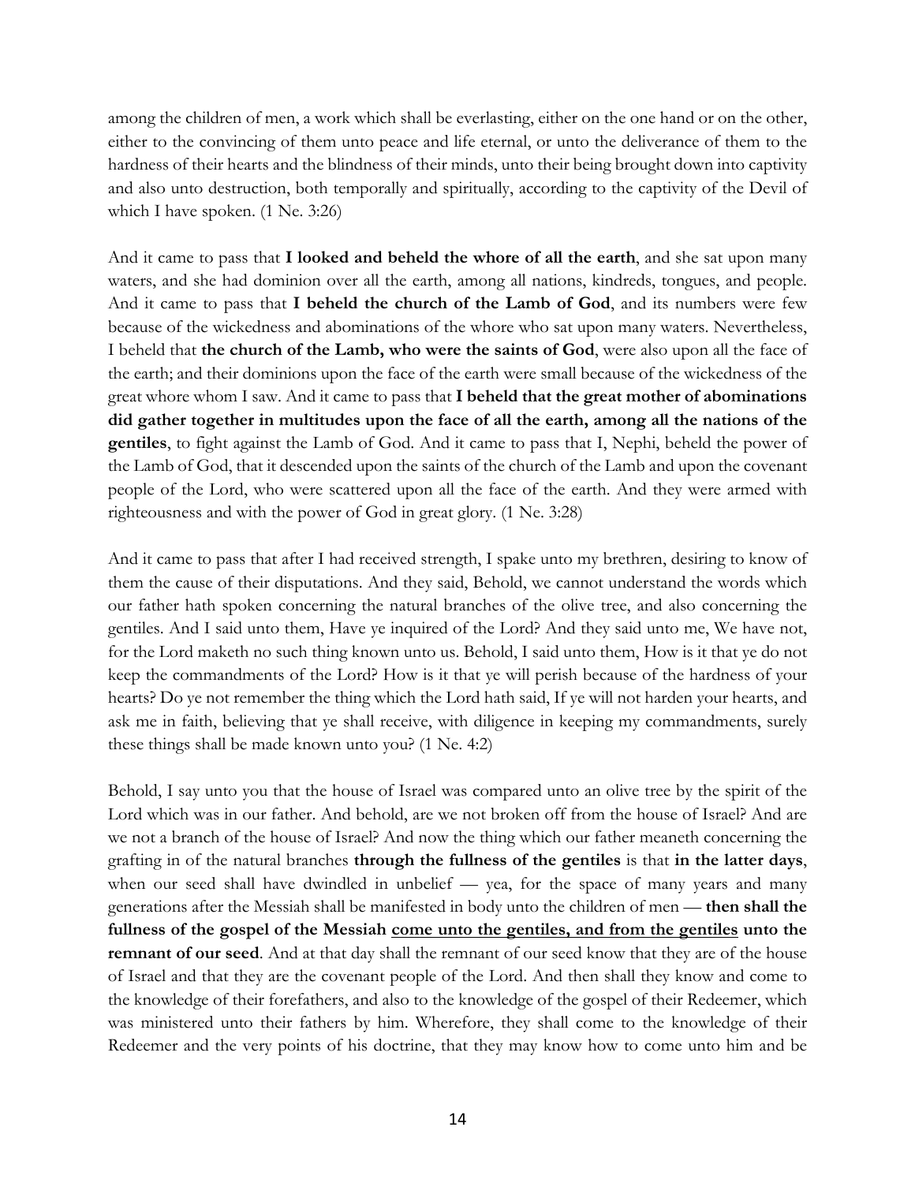among the children of men, a work which shall be everlasting, either on the one hand or on the other, either to the convincing of them unto peace and life eternal, or unto the deliverance of them to the hardness of their hearts and the blindness of their minds, unto their being brought down into captivity and also unto destruction, both temporally and spiritually, according to the captivity of the Devil of which I have spoken. (1 Ne. 3:26)

And it came to pass that **I looked and beheld the whore of all the earth**, and she sat upon many waters, and she had dominion over all the earth, among all nations, kindreds, tongues, and people. And it came to pass that **I beheld the church of the Lamb of God**, and its numbers were few because of the wickedness and abominations of the whore who sat upon many waters. Nevertheless, I beheld that **the church of the Lamb, who were the saints of God**, were also upon all the face of the earth; and their dominions upon the face of the earth were small because of the wickedness of the great whore whom I saw. And it came to pass that **I beheld that the great mother of abominations did gather together in multitudes upon the face of all the earth, among all the nations of the gentiles**, to fight against the Lamb of God. And it came to pass that I, Nephi, beheld the power of the Lamb of God, that it descended upon the saints of the church of the Lamb and upon the covenant people of the Lord, who were scattered upon all the face of the earth. And they were armed with righteousness and with the power of God in great glory. (1 Ne. 3:28)

And it came to pass that after I had received strength, I spake unto my brethren, desiring to know of them the cause of their disputations. And they said, Behold, we cannot understand the words which our father hath spoken concerning the natural branches of the olive tree, and also concerning the gentiles. And I said unto them, Have ye inquired of the Lord? And they said unto me, We have not, for the Lord maketh no such thing known unto us. Behold, I said unto them, How is it that ye do not keep the commandments of the Lord? How is it that ye will perish because of the hardness of your hearts? Do ye not remember the thing which the Lord hath said, If ye will not harden your hearts, and ask me in faith, believing that ye shall receive, with diligence in keeping my commandments, surely these things shall be made known unto you? (1 Ne. 4:2)

Behold, I say unto you that the house of Israel was compared unto an olive tree by the spirit of the Lord which was in our father. And behold, are we not broken off from the house of Israel? And are we not a branch of the house of Israel? And now the thing which our father meaneth concerning the grafting in of the natural branches **through the fullness of the gentiles** is that **in the latter days**, when our seed shall have dwindled in unbelief — yea, for the space of many years and many generations after the Messiah shall be manifested in body unto the children of men — **then shall the fullness of the gospel of the Messiah <u>come unto the gentiles, and from the gentiles</u> unto the remnant of our seed**. And at that day shall the remnant of our seed know that they are of the house of Israel and that they are the covenant people of the Lord. And then shall they know and come to the knowledge of their forefathers, and also to the knowledge of the gospel of their Redeemer, which was ministered unto their fathers by him. Wherefore, they shall come to the knowledge of their Redeemer and the very points of his doctrine, that they may know how to come unto him and be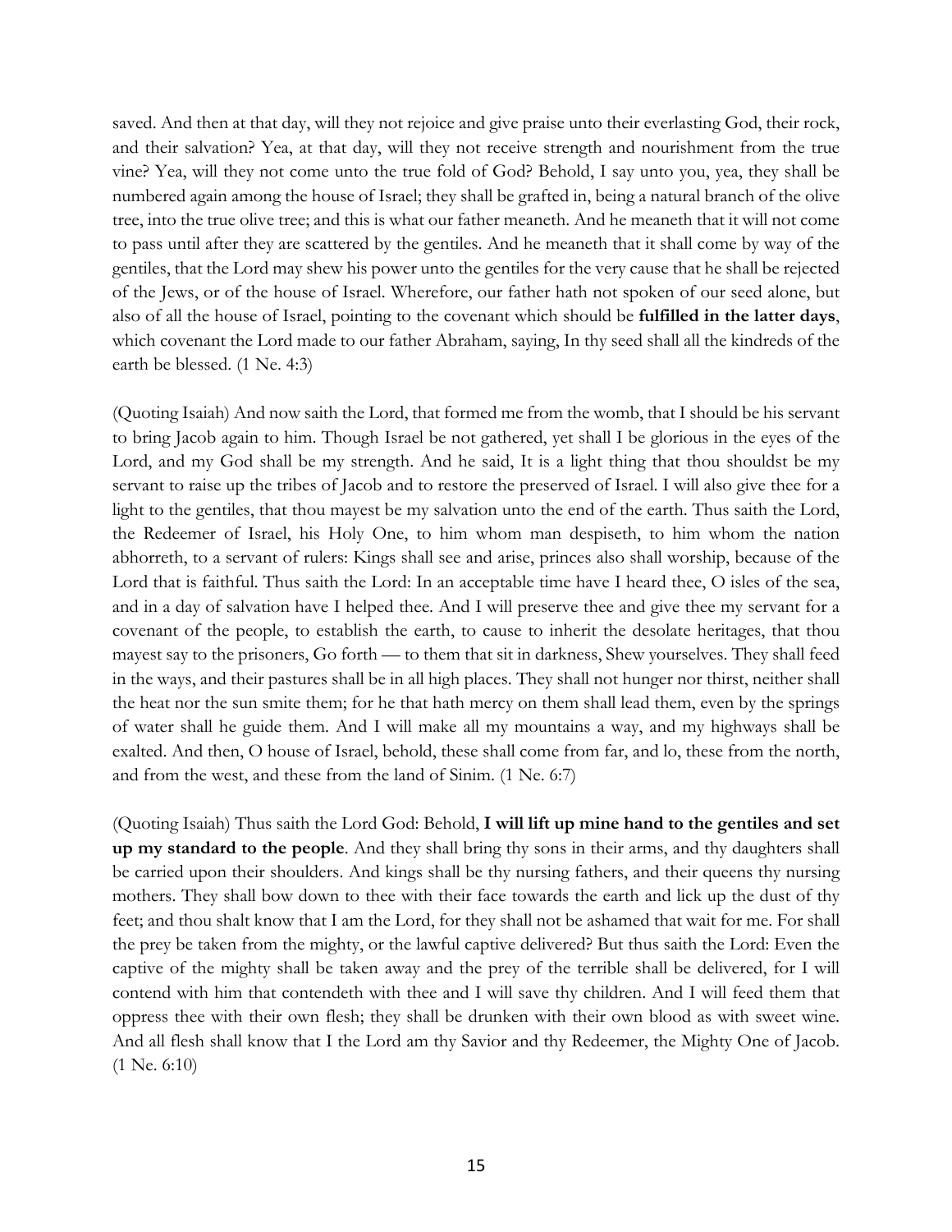saved. And then at that day, will they not rejoice and give praise unto their everlasting God, their rock, and their salvation? Yea, at that day, will they not receive strength and nourishment from the true vine? Yea, will they not come unto the true fold of God? Behold, I say unto you, yea, they shall be numbered again among the house of Israel; they shall be grafted in, being a natural branch of the olive tree, into the true olive tree; and this is what our father meaneth. And he meaneth that it will not come to pass until after they are scattered by the gentiles. And he meaneth that it shall come by way of the gentiles, that the Lord may shew his power unto the gentiles for the very cause that he shall be rejected of the Jews, or of the house of Israel. Wherefore, our father hath not spoken of our seed alone, but also of all the house of Israel, pointing to the covenant which should be **fulfilled in the latter days**, which covenant the Lord made to our father Abraham, saying, In thy seed shall all the kindreds of the earth be blessed. (1 Ne. 4:3)

(Quoting Isaiah) And now saith the Lord, that formed me from the womb, that I should be his servant to bring Jacob again to him. Though Israel be not gathered, yet shall I be glorious in the eyes of the Lord, and my God shall be my strength. And he said, It is a light thing that thou shouldst be my servant to raise up the tribes of Jacob and to restore the preserved of Israel. I will also give thee for a light to the gentiles, that thou mayest be my salvation unto the end of the earth. Thus saith the Lord, the Redeemer of Israel, his Holy One, to him whom man despiseth, to him whom the nation abhorreth, to a servant of rulers: Kings shall see and arise, princes also shall worship, because of the Lord that is faithful. Thus saith the Lord: In an acceptable time have I heard thee, O isles of the sea, and in a day of salvation have I helped thee. And I will preserve thee and give thee my servant for a covenant of the people, to establish the earth, to cause to inherit the desolate heritages, that thou mayest say to the prisoners, Go forth — to them that sit in darkness, Shew yourselves. They shall feed in the ways, and their pastures shall be in all high places. They shall not hunger nor thirst, neither shall the heat nor the sun smite them; for he that hath mercy on them shall lead them, even by the springs of water shall he guide them. And I will make all my mountains a way, and my highways shall be exalted. And then, O house of Israel, behold, these shall come from far, and lo, these from the north, and from the west, and these from the land of Sinim. (1 Ne. 6:7)

(Quoting Isaiah) Thus saith the Lord God: Behold, **I will lift up mine hand to the gentiles and set up my standard to the people**. And they shall bring thy sons in their arms, and thy daughters shall be carried upon their shoulders. And kings shall be thy nursing fathers, and their queens thy nursing mothers. They shall bow down to thee with their face towards the earth and lick up the dust of thy feet; and thou shalt know that I am the Lord, for they shall not be ashamed that wait for me. For shall the prey be taken from the mighty, or the lawful captive delivered? But thus saith the Lord: Even the captive of the mighty shall be taken away and the prey of the terrible shall be delivered, for I will contend with him that contendeth with thee and I will save thy children. And I will feed them that oppress thee with their own flesh; they shall be drunken with their own blood as with sweet wine. And all flesh shall know that I the Lord am thy Savior and thy Redeemer, the Mighty One of Jacob. (1 Ne. 6:10)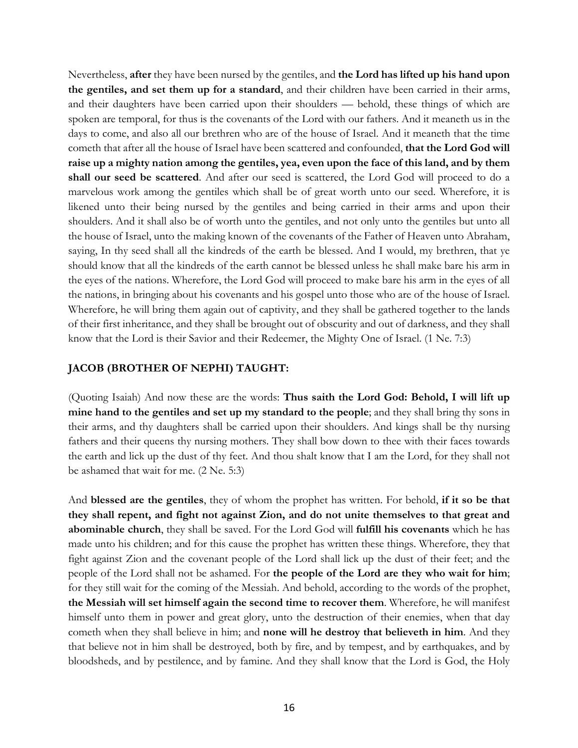Nevertheless, **after** they have been nursed by the gentiles, and **the Lord has lifted up his hand upon the gentiles, and set them up for a standard**, and their children have been carried in their arms, and their daughters have been carried upon their shoulders — behold, these things of which are spoken are temporal, for thus is the covenants of the Lord with our fathers. And it meaneth us in the days to come, and also all our brethren who are of the house of Israel. And it meaneth that the time cometh that after all the house of Israel have been scattered and confounded, **that the Lord God will raise up a mighty nation among the gentiles, yea, even upon the face of this land, and by them shall our seed be scattered**. And after our seed is scattered, the Lord God will proceed to do a marvelous work among the gentiles which shall be of great worth unto our seed. Wherefore, it is likened unto their being nursed by the gentiles and being carried in their arms and upon their shoulders. And it shall also be of worth unto the gentiles, and not only unto the gentiles but unto all the house of Israel, unto the making known of the covenants of the Father of Heaven unto Abraham, saying, In thy seed shall all the kindreds of the earth be blessed. And I would, my brethren, that ye should know that all the kindreds of the earth cannot be blessed unless he shall make bare his arm in the eyes of the nations. Wherefore, the Lord God will proceed to make bare his arm in the eyes of all the nations, in bringing about his covenants and his gospel unto those who are of the house of Israel. Wherefore, he will bring them again out of captivity, and they shall be gathered together to the lands of their first inheritance, and they shall be brought out of obscurity and out of darkness, and they shall know that the Lord is their Savior and their Redeemer, the Mighty One of Israel. (1 Ne. 7:3)

## JACOB (BROTHER OF NEPHI) TAUGHT:

(Quoting Isaiah) And now these are the words: **Thus saith the Lord God: Behold, I will lift up mine hand to the gentiles and set up my standard to the people**; and they shall bring thy sons in their arms, and thy daughters shall be carried upon their shoulders. And kings shall be thy nursing fathers and their queens thy nursing mothers. They shall bow down to thee with their faces towards the earth and lick up the dust of thy feet. And thou shalt know that I am the Lord, for they shall not be ashamed that wait for me. (2 Ne. 5:3)

And **blessed are the gentiles**, they of whom the prophet has written. For behold, **if it so be that they shall repent, and fight not against Zion, and do not unite themselves to that great and abominable church**, they shall be saved. For the Lord God will **fulfill his covenants** which he has made unto his children; and for this cause the prophet has written these things. Wherefore, they that fight against Zion and the covenant people of the Lord shall lick up the dust of their feet; and the people of the Lord shall not be ashamed. For **the people of the Lord are they who wait for him**; for they still wait for the coming of the Messiah. And behold, according to the words of the prophet, **the Messiah will set himself again the second time to recover them**. Wherefore, he will manifest himself unto them in power and great glory, unto the destruction of their enemies, when that day cometh when they shall believe in him; and **none will he destroy that believeth in him**. And they that believe not in him shall be destroyed, both by fire, and by tempest, and by earthquakes, and by bloodsheds, and by pestilence, and by famine. And they shall know that the Lord is God, the Holy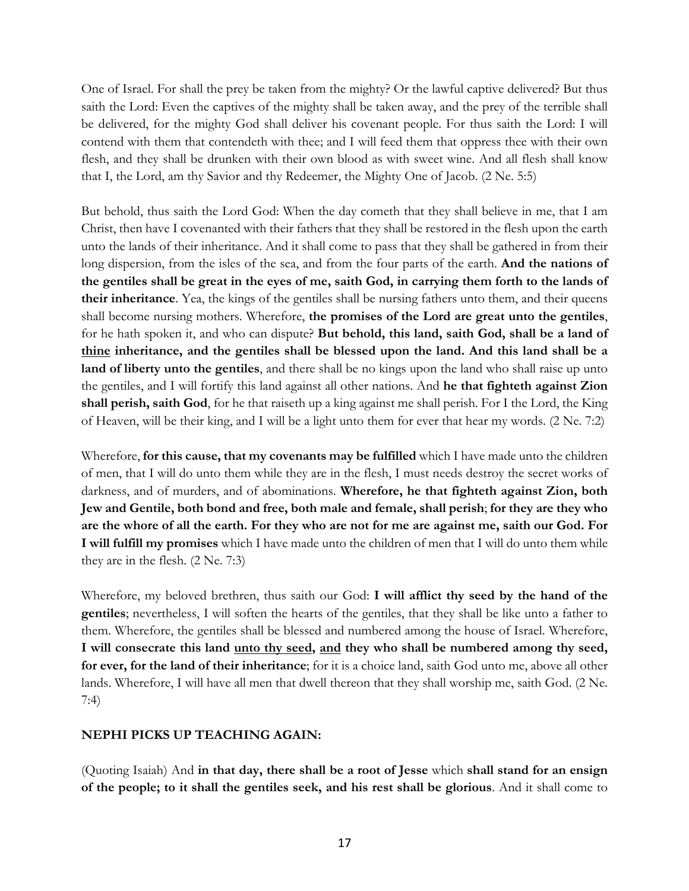One of Israel. For shall the prey be taken from the mighty? Or the lawful captive delivered? But thus saith the Lord: Even the captives of the mighty shall be taken away, and the prey of the terrible shall be delivered, for the mighty God shall deliver his covenant people. For thus saith the Lord: I will contend with them that contendeth with thee; and I will feed them that oppress thee with their own flesh, and they shall be drunken with their own blood as with sweet wine. And all flesh shall know that I, the Lord, am thy Savior and thy Redeemer, the Mighty One of Jacob. (2 Ne. 5:5)

But behold, thus saith the Lord God: When the day cometh that they shall believe in me, that I am Christ, then have I covenanted with their fathers that they shall be restored in the flesh upon the earth unto the lands of their inheritance. And it shall come to pass that they shall be gathered in from their long dispersion, from the isles of the sea, and from the four parts of the earth. **And the nations of the gentiles shall be great in the eyes of me, saith God, in carrying them forth to the lands of their inheritance**. Yea, the kings of the gentiles shall be nursing fathers unto them, and their queens shall become nursing mothers. Wherefore, **the promises of the Lord are great unto the gentiles**, for he hath spoken it, and who can dispute? **But behold, this land, saith God, shall be a land of <u>thine</u> inheritance, and the gentiles shall be blessed upon the land. And this land shall be a land of liberty unto the gentiles**, and there shall be no kings upon the land who shall raise up unto the gentiles, and I will fortify this land against all other nations. And **he that fighteth against Zion shall perish, saith God**, for he that raiseth up a king against me shall perish. For I the Lord, the King of Heaven, will be their king, and I will be a light unto them for ever that hear my words. (2 Ne. 7:2)

Wherefore, **for this cause, that my covenants may be fulfilled** which I have made unto the children of men, that I will do unto them while they are in the flesh, I must needs destroy the secret works of darkness, and of murders, and of abominations. **Wherefore, he that fighteth against Zion, both Jew and Gentile, both bond and free, both male and female, shall perish**; **for they are they who are the whore of all the earth. For they who are not for me are against me, saith our God. For I will fulfill my promises** which I have made unto the children of men that I will do unto them while they are in the flesh. (2 Ne. 7:3)

Wherefore, my beloved brethren, thus saith our God: **I will afflict thy seed by the hand of the gentiles**; nevertheless, I will soften the hearts of the gentiles, that they shall be like unto a father to them. Wherefore, the gentiles shall be blessed and numbered among the house of Israel. Wherefore, **I will consecrate this land <u>unto thy seed, and</u> they who shall be numbered among thy seed, for ever, for the land of their inheritance**; for it is a choice land, saith God unto me, above all other lands. Wherefore, I will have all men that dwell thereon that they shall worship me, saith God. (2 Ne. 7:4)

**NEPHI PICKS UP TEACHING AGAIN:**

(Quoting Isaiah) And **in that day, there shall be a root of Jesse** which **shall stand for an ensign of the people; to it shall the gentiles seek, and his rest shall be glorious**. And it shall come to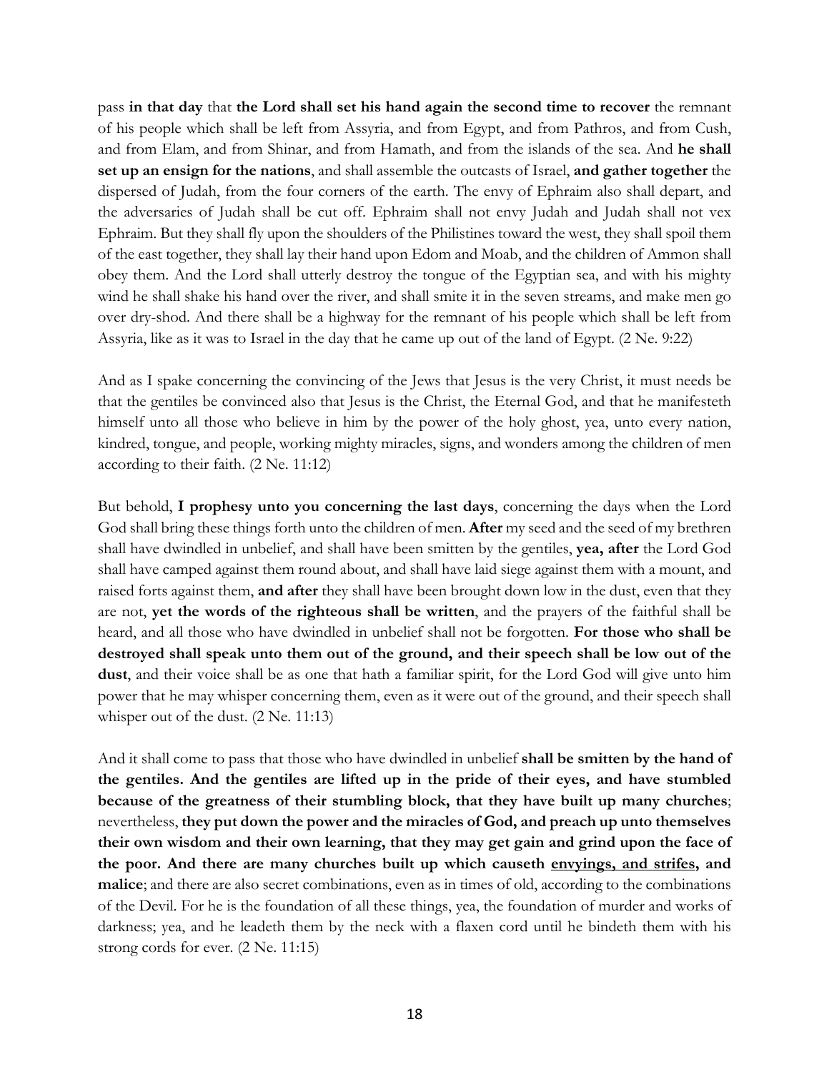pass **in that day** that **the Lord shall set his hand again the second time to recover** the remnant of his people which shall be left from Assyria, and from Egypt, and from Pathros, and from Cush, and from Elam, and from Shinar, and from Hamath, and from the islands of the sea. And **he shall set up an ensign for the nations**, and shall assemble the outcasts of Israel, **and gather together** the dispersed of Judah, from the four corners of the earth. The envy of Ephraim also shall depart, and the adversaries of Judah shall be cut off. Ephraim shall not envy Judah and Judah shall not vex Ephraim. But they shall fly upon the shoulders of the Philistines toward the west, they shall spoil them of the east together, they shall lay their hand upon Edom and Moab, and the children of Ammon shall obey them. And the Lord shall utterly destroy the tongue of the Egyptian sea, and with his mighty wind he shall shake his hand over the river, and shall smite it in the seven streams, and make men go over dry-shod. And there shall be a highway for the remnant of his people which shall be left from Assyria, like as it was to Israel in the day that he came up out of the land of Egypt. (2 Ne. 9:22)

And as I spake concerning the convincing of the Jews that Jesus is the very Christ, it must needs be that the gentiles be convinced also that Jesus is the Christ, the Eternal God, and that he manifesteth himself unto all those who believe in him by the power of the holy ghost, yea, unto every nation, kindred, tongue, and people, working mighty miracles, signs, and wonders among the children of men according to their faith. (2 Ne. 11:12)

But behold, **I prophesy unto you concerning the last days**, concerning the days when the Lord God shall bring these things forth unto the children of men. **After** my seed and the seed of my brethren shall have dwindled in unbelief, and shall have been smitten by the gentiles, **yea, after** the Lord God shall have camped against them round about, and shall have laid siege against them with a mount, and raised forts against them, **and after** they shall have been brought down low in the dust, even that they are not, **yet the words of the righteous shall be written**, and the prayers of the faithful shall be heard, and all those who have dwindled in unbelief shall not be forgotten. **For those who shall be destroyed shall speak unto them out of the ground, and their speech shall be low out of the dust**, and their voice shall be as one that hath a familiar spirit, for the Lord God will give unto him power that he may whisper concerning them, even as it were out of the ground, and their speech shall whisper out of the dust. (2 Ne. 11:13)

And it shall come to pass that those who have dwindled in unbelief **shall be smitten by the hand of the gentiles. And the gentiles are lifted up in the pride of their eyes, and have stumbled because of the greatness of their stumbling block, that they have built up many churches**; nevertheless, **they put down the power and the miracles of God, and preach up unto themselves their own wisdom and their own learning, that they may get gain and grind upon the face of the poor. And there are many churches built up which causeth <u>envyings, and strifes,</u> and malice**; and there are also secret combinations, even as in times of old, according to the combinations of the Devil. For he is the foundation of all these things, yea, the foundation of murder and works of darkness; yea, and he leadeth them by the neck with a flaxen cord until he bindeth them with his strong cords for ever. (2 Ne. 11:15)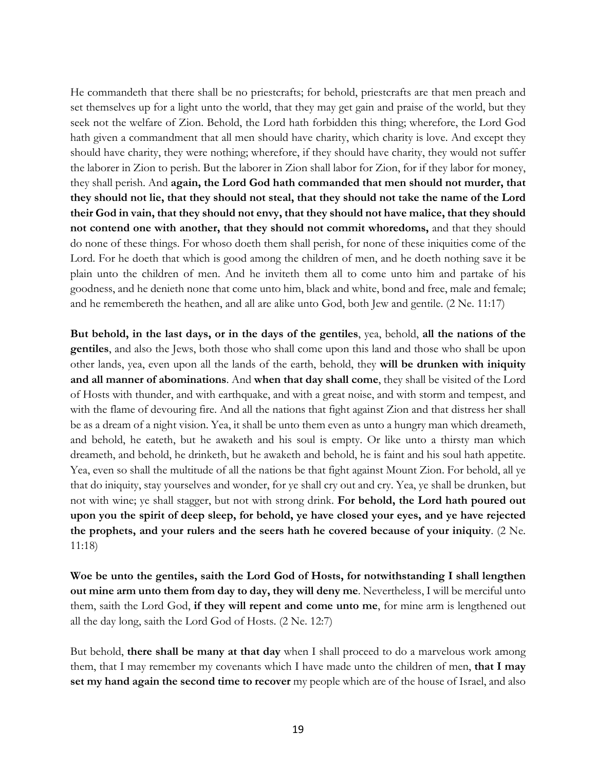He commandeth that there shall be no priestcrafts; for behold, priestcrafts are that men preach and set themselves up for a light unto the world, that they may get gain and praise of the world, but they seek not the welfare of Zion. Behold, the Lord hath forbidden this thing; wherefore, the Lord God hath given a commandment that all men should have charity, which charity is love. And except they should have charity, they were nothing; wherefore, if they should have charity, they would not suffer the laborer in Zion to perish. But the laborer in Zion shall labor for Zion, for if they labor for money, they shall perish. And **again, the Lord God hath commanded that men should not murder, that they should not lie, that they should not steal, that they should not take the name of the Lord their God in vain, that they should not envy, that they should not have malice, that they should not contend one with another, that they should not commit whoredoms,** and that they should do none of these things. For whoso doeth them shall perish, for none of these iniquities come of the Lord. For he doeth that which is good among the children of men, and he doeth nothing save it be plain unto the children of men. And he inviteth them all to come unto him and partake of his goodness, and he denieth none that come unto him, black and white, bond and free, male and female; and he remembereth the heathen, and all are alike unto God, both Jew and gentile. (2 Ne. 11:17)

**But behold, in the last days, or in the days of the gentiles**, yea, behold, **all the nations of the gentiles**, and also the Jews, both those who shall come upon this land and those who shall be upon other lands, yea, even upon all the lands of the earth, behold, they **will be drunken with iniquity and all manner of abominations**. And **when that day shall come**, they shall be visited of the Lord of Hosts with thunder, and with earthquake, and with a great noise, and with storm and tempest, and with the flame of devouring fire. And all the nations that fight against Zion and that distress her shall be as a dream of a night vision. Yea, it shall be unto them even as unto a hungry man which dreameth, and behold, he eateth, but he awaketh and his soul is empty. Or like unto a thirsty man which dreameth, and behold, he drinketh, but he awaketh and behold, he is faint and his soul hath appetite. Yea, even so shall the multitude of all the nations be that fight against Mount Zion. For behold, all ye that do iniquity, stay yourselves and wonder, for ye shall cry out and cry. Yea, ye shall be drunken, but not with wine; ye shall stagger, but not with strong drink. **For behold, the Lord hath poured out upon you the spirit of deep sleep, for behold, ye have closed your eyes, and ye have rejected the prophets, and your rulers and the seers hath he covered because of your iniquity**. (2 Ne. 11:18)

**Woe be unto the gentiles, saith the Lord God of Hosts, for notwithstanding I shall lengthen out mine arm unto them from day to day, they will deny me**. Nevertheless, I will be merciful unto them, saith the Lord God, **if they will repent and come unto me**, for mine arm is lengthened out all the day long, saith the Lord God of Hosts. (2 Ne. 12:7)

But behold, **there shall be many at that day** when I shall proceed to do a marvelous work among them, that I may remember my covenants which I have made unto the children of men, **that I may set my hand again the second time to recover** my people which are of the house of Israel, and also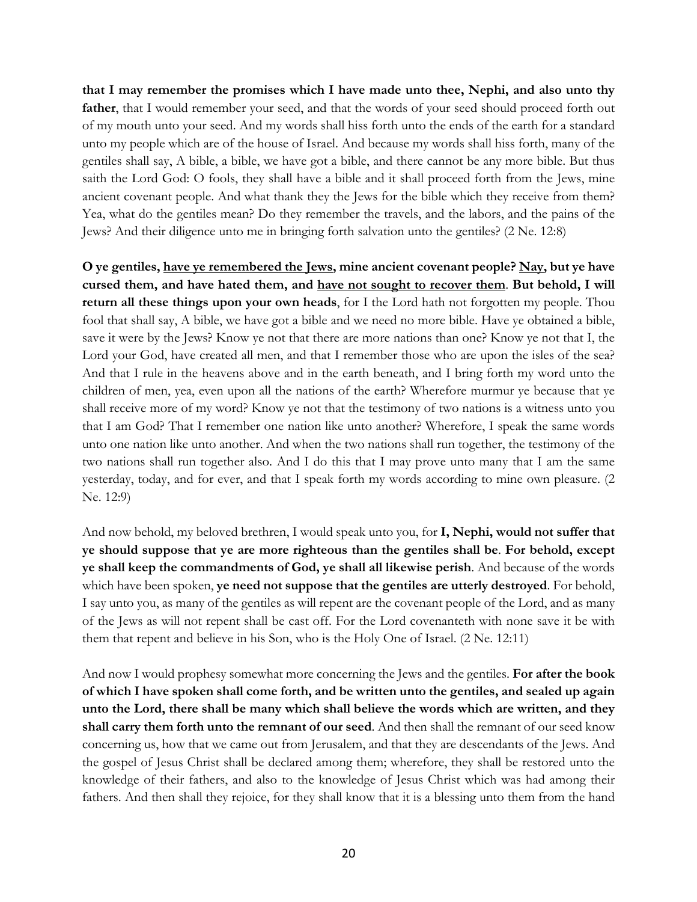**that I may remember the promises which I have made unto thee, Nephi, and also unto thy father**, that I would remember your seed, and that the words of your seed should proceed forth out of my mouth unto your seed. And my words shall hiss forth unto the ends of the earth for a standard unto my people which are of the house of Israel. And because my words shall hiss forth, many of the gentiles shall say, A bible, a bible, we have got a bible, and there cannot be any more bible. But thus saith the Lord God: O fools, they shall have a bible and it shall proceed forth from the Jews, mine ancient covenant people. And what thank they the Jews for the bible which they receive from them? Yea, what do the gentiles mean? Do they remember the travels, and the labors, and the pains of the Jews? And their diligence unto me in bringing forth salvation unto the gentiles? (2 Ne. 12:8)

**O ye gentiles, <u>have ye remembered the Jews</u>, mine ancient covenant people? <u>Nay</u>, but ye have cursed them, and have hated them, and <u>have not sought to recover them</u>. But behold, I will return all these things upon your own heads**, for I the Lord hath not forgotten my people. Thou fool that shall say, A bible, we have got a bible and we need no more bible. Have ye obtained a bible, save it were by the Jews? Know ye not that there are more nations than one? Know ye not that I, the Lord your God, have created all men, and that I remember those who are upon the isles of the sea? And that I rule in the heavens above and in the earth beneath, and I bring forth my word unto the children of men, yea, even upon all the nations of the earth? Wherefore murmur ye because that ye shall receive more of my word? Know ye not that the testimony of two nations is a witness unto you that I am God? That I remember one nation like unto another? Wherefore, I speak the same words unto one nation like unto another. And when the two nations shall run together, the testimony of the two nations shall run together also. And I do this that I may prove unto many that I am the same yesterday, today, and for ever, and that I speak forth my words according to mine own pleasure. (2 Ne. 12:9)

And now behold, my beloved brethren, I would speak unto you, for **I, Nephi, would not suffer that ye should suppose that ye are more righteous than the gentiles shall be**. **For behold, except ye shall keep the commandments of God, ye shall all likewise perish**. And because of the words which have been spoken, **ye need not suppose that the gentiles are utterly destroyed**. For behold, I say unto you, as many of the gentiles as will repent are the covenant people of the Lord, and as many of the Jews as will not repent shall be cast off. For the Lord covenanteth with none save it be with them that repent and believe in his Son, who is the Holy One of Israel. (2 Ne. 12:11)

And now I would prophesy somewhat more concerning the Jews and the gentiles. **For after the book of which I have spoken shall come forth, and be written unto the gentiles, and sealed up again unto the Lord, there shall be many which shall believe the words which are written, and they shall carry them forth unto the remnant of our seed**. And then shall the remnant of our seed know concerning us, how that we came out from Jerusalem, and that they are descendants of the Jews. And the gospel of Jesus Christ shall be declared among them; wherefore, they shall be restored unto the knowledge of their fathers, and also to the knowledge of Jesus Christ which was had among their fathers. And then shall they rejoice, for they shall know that it is a blessing unto them from the hand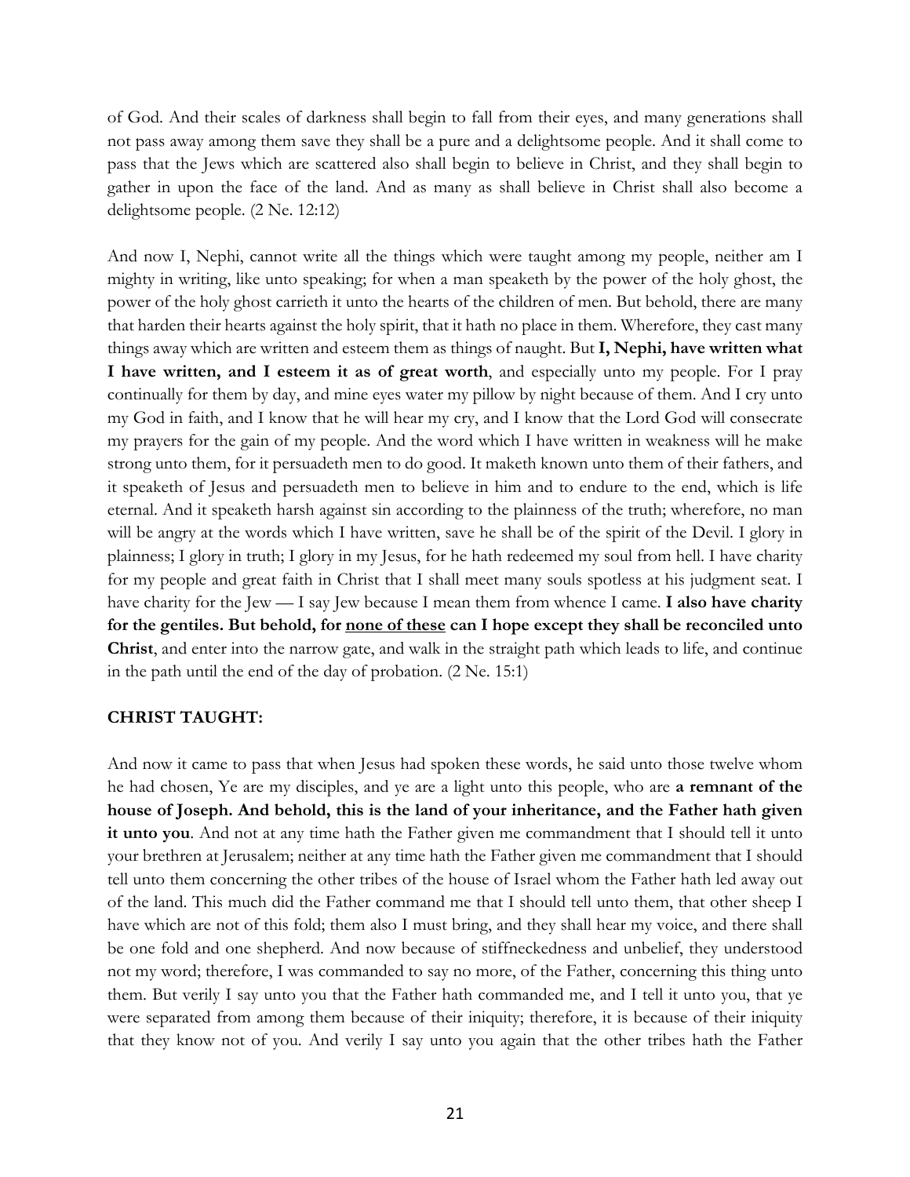of God. And their scales of darkness shall begin to fall from their eyes, and many generations shall not pass away among them save they shall be a pure and a delightsome people. And it shall come to pass that the Jews which are scattered also shall begin to believe in Christ, and they shall begin to gather in upon the face of the land. And as many as shall believe in Christ shall also become a delightsome people. (2 Ne. 12:12)

And now I, Nephi, cannot write all the things which were taught among my people, neither am I mighty in writing, like unto speaking; for when a man speaketh by the power of the holy ghost, the power of the holy ghost carrieth it unto the hearts of the children of men. But behold, there are many that harden their hearts against the holy spirit, that it hath no place in them. Wherefore, they cast many things away which are written and esteem them as things of naught. But **I, Nephi, have written what I have written, and I esteem it as of great worth**, and especially unto my people. For I pray continually for them by day, and mine eyes water my pillow by night because of them. And I cry unto my God in faith, and I know that he will hear my cry, and I know that the Lord God will consecrate my prayers for the gain of my people. And the word which I have written in weakness will he make strong unto them, for it persuadeth men to do good. It maketh known unto them of their fathers, and it speaketh of Jesus and persuadeth men to believe in him and to endure to the end, which is life eternal. And it speaketh harsh against sin according to the plainness of the truth; wherefore, no man will be angry at the words which I have written, save he shall be of the spirit of the Devil. I glory in plainness; I glory in truth; I glory in my Jesus, for he hath redeemed my soul from hell. I have charity for my people and great faith in Christ that I shall meet many souls spotless at his judgment seat. I have charity for the Jew — I say Jew because I mean them from whence I came. **I also have charity for the gentiles. But behold, for <u>none of these</u> can I hope except they shall be reconciled unto Christ**, and enter into the narrow gate, and walk in the straight path which leads to life, and continue in the path until the end of the day of probation. (2 Ne. 15:1)

**CHRIST TAUGHT:**

And now it came to pass that when Jesus had spoken these words, he said unto those twelve whom he had chosen, Ye are my disciples, and ye are a light unto this people, who are **a remnant of the house of Joseph. And behold, this is the land of your inheritance, and the Father hath given it unto you**. And not at any time hath the Father given me commandment that I should tell it unto your brethren at Jerusalem; neither at any time hath the Father given me commandment that I should tell unto them concerning the other tribes of the house of Israel whom the Father hath led away out of the land. This much did the Father command me that I should tell unto them, that other sheep I have which are not of this fold; them also I must bring, and they shall hear my voice, and there shall be one fold and one shepherd. And now because of stiffneckedness and unbelief, they understood not my word; therefore, I was commanded to say no more, of the Father, concerning this thing unto them. But verily I say unto you that the Father hath commanded me, and I tell it unto you, that ye were separated from among them because of their iniquity; therefore, it is because of their iniquity that they know not of you. And verily I say unto you again that the other tribes hath the Father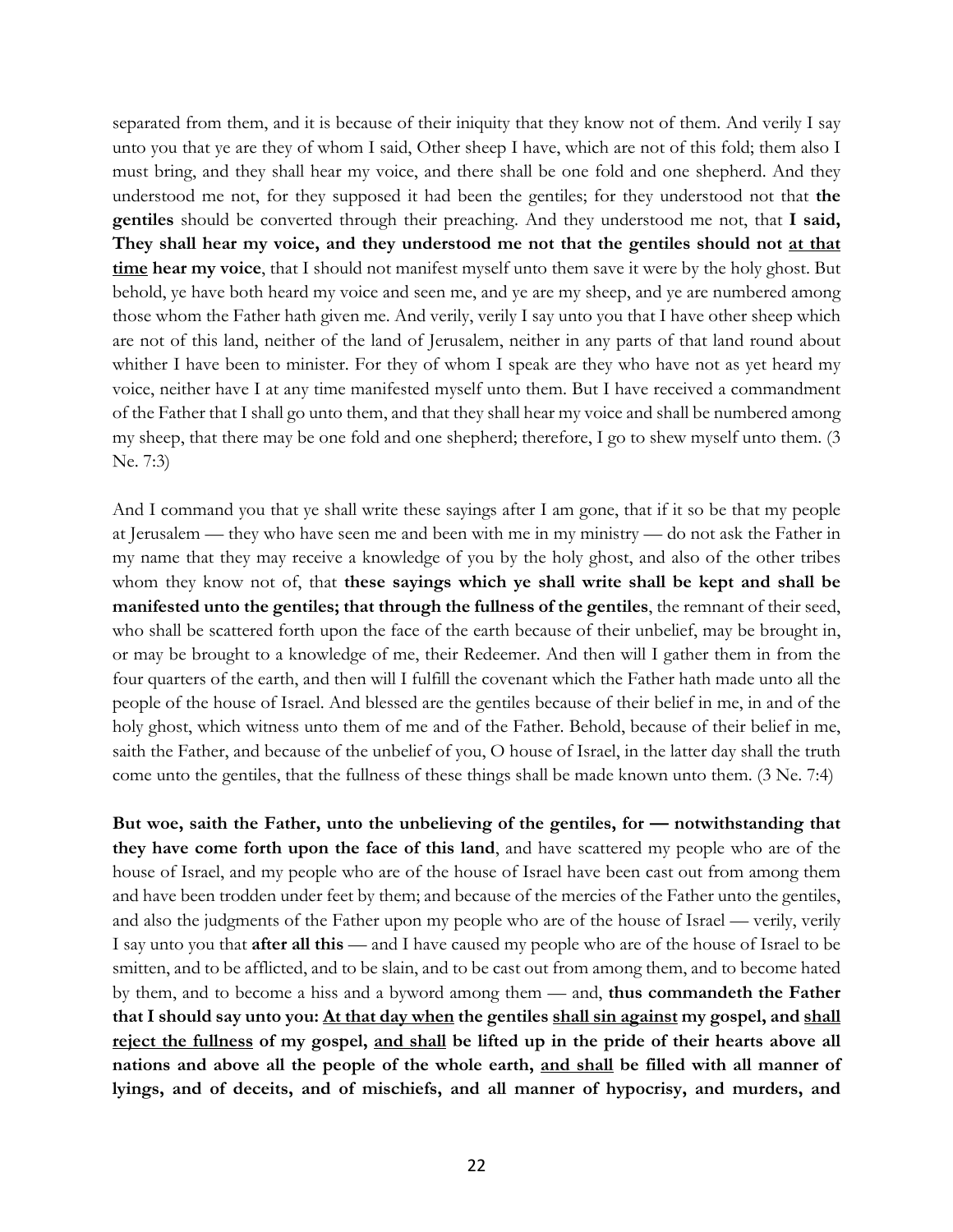separated from them, and it is because of their iniquity that they know not of them. And verily I say unto you that ye are they of whom I said, Other sheep I have, which are not of this fold; them also I must bring, and they shall hear my voice, and there shall be one fold and one shepherd. And they understood me not, for they supposed it had been the gentiles; for they understood not that **the gentiles** should be converted through their preaching. And they understood me not, that **I said, They shall hear my voice, and they understood me not that the gentiles should not <u>at that time</u> hear my voice**, that I should not manifest myself unto them save it were by the holy ghost. But behold, ye have both heard my voice and seen me, and ye are my sheep, and ye are numbered among those whom the Father hath given me. And verily, verily I say unto you that I have other sheep which are not of this land, neither of the land of Jerusalem, neither in any parts of that land round about whither I have been to minister. For they of whom I speak are they who have not as yet heard my voice, neither have I at any time manifested myself unto them. But I have received a commandment of the Father that I shall go unto them, and that they shall hear my voice and shall be numbered among my sheep, that there may be one fold and one shepherd; therefore, I go to shew myself unto them. (3 Ne. 7:3)

And I command you that ye shall write these sayings after I am gone, that if it so be that my people at Jerusalem — they who have seen me and been with me in my ministry — do not ask the Father in my name that they may receive a knowledge of you by the holy ghost, and also of the other tribes whom they know not of, that **these sayings which ye shall write shall be kept and shall be manifested unto the gentiles; that through the fullness of the gentiles**, the remnant of their seed, who shall be scattered forth upon the face of the earth because of their unbelief, may be brought in, or may be brought to a knowledge of me, their Redeemer. And then will I gather them in from the four quarters of the earth, and then will I fulfill the covenant which the Father hath made unto all the people of the house of Israel. And blessed are the gentiles because of their belief in me, in and of the holy ghost, which witness unto them of me and of the Father. Behold, because of their belief in me, saith the Father, and because of the unbelief of you, O house of Israel, in the latter day shall the truth come unto the gentiles, that the fullness of these things shall be made known unto them. (3 Ne. 7:4)

**But woe, saith the Father, unto the unbelieving of the gentiles, for — notwithstanding that they have come forth upon the face of this land**, and have scattered my people who are of the house of Israel, and my people who are of the house of Israel have been cast out from among them and have been trodden under feet by them; and because of the mercies of the Father unto the gentiles, and also the judgments of the Father upon my people who are of the house of Israel — verily, verily I say unto you that **after all this** — and I have caused my people who are of the house of Israel to be smitten, and to be afflicted, and to be slain, and to be cast out from among them, and to become hated by them, and to become a hiss and a byword among them — and, **thus commandeth the Father that I should say unto you: <u>At that day when</u> the gentiles <u>shall sin against</u> my gospel, and <u>shall reject the fullness</u> of my gospel, <u>and shall</u> be lifted up in the pride of their hearts above all nations and above all the people of the whole earth, <u>and shall</u> be filled with all manner of lyings, and of deceits, and of mischiefs, and all manner of hypocrisy, and murders, and**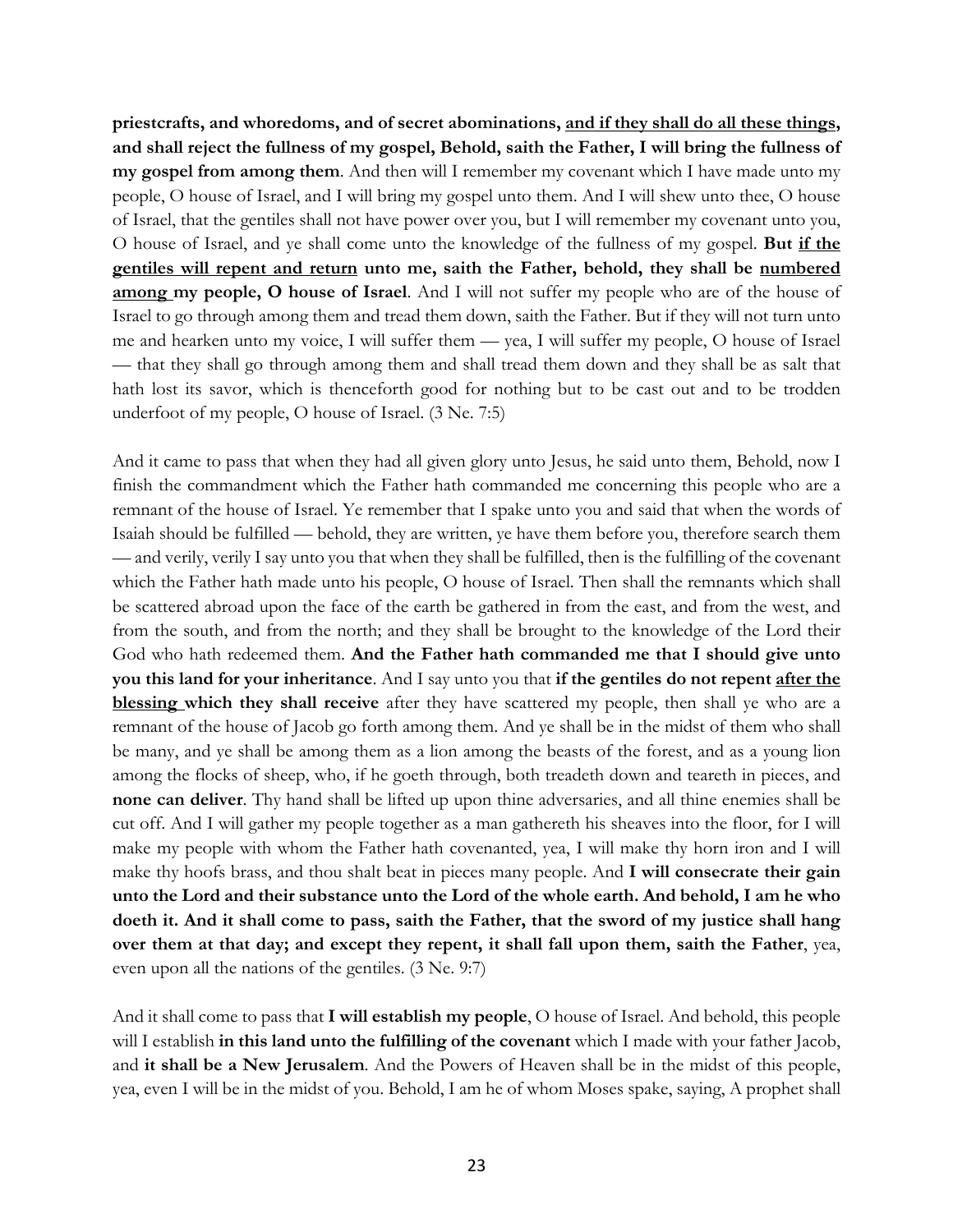**priestcrafts, and whoredoms, and of secret abominations, <u>and if they shall do all these things</u>, and shall reject the fullness of my gospel, Behold, saith the Father, I will bring the fullness of my gospel from among them**. And then will I remember my covenant which I have made unto my people, O house of Israel, and I will bring my gospel unto them. And I will shew unto thee, O house of Israel, that the gentiles shall not have power over you, but I will remember my covenant unto you, O house of Israel, and ye shall come unto the knowledge of the fullness of my gospel. **But <u>if the gentiles will repent and return</u> unto me, saith the Father, behold, they shall be <u>numbered among</u> my people, O house of Israel**. And I will not suffer my people who are of the house of Israel to go through among them and tread them down, saith the Father. But if they will not turn unto me and hearken unto my voice, I will suffer them — yea, I will suffer my people, O house of Israel — that they shall go through among them and shall tread them down and they shall be as salt that hath lost its savor, which is thenceforth good for nothing but to be cast out and to be trodden underfoot of my people, O house of Israel. (3 Ne. 7:5)

And it came to pass that when they had all given glory unto Jesus, he said unto them, Behold, now I finish the commandment which the Father hath commanded me concerning this people who are a remnant of the house of Israel. Ye remember that I spake unto you and said that when the words of Isaiah should be fulfilled — behold, they are written, ye have them before you, therefore search them — and verily, verily I say unto you that when they shall be fulfilled, then is the fulfilling of the covenant which the Father hath made unto his people, O house of Israel. Then shall the remnants which shall be scattered abroad upon the face of the earth be gathered in from the east, and from the west, and from the south, and from the north; and they shall be brought to the knowledge of the Lord their God who hath redeemed them. **And the Father hath commanded me that I should give unto you this land for your inheritance**. And I say unto you that **if the gentiles do not repent <u>after the blessing</u> which they shall receive** after they have scattered my people, then shall ye who are a remnant of the house of Jacob go forth among them. And ye shall be in the midst of them who shall be many, and ye shall be among them as a lion among the beasts of the forest, and as a young lion among the flocks of sheep, who, if he goeth through, both treadeth down and teareth in pieces, and **none can deliver**. Thy hand shall be lifted up upon thine adversaries, and all thine enemies shall be cut off. And I will gather my people together as a man gathereth his sheaves into the floor, for I will make my people with whom the Father hath covenanted, yea, I will make thy horn iron and I will make thy hoofs brass, and thou shalt beat in pieces many people. And **I will consecrate their gain unto the Lord and their substance unto the Lord of the whole earth. And behold, I am he who doeth it. And it shall come to pass, saith the Father, that the sword of my justice shall hang over them at that day; and except they repent, it shall fall upon them, saith the Father**, yea, even upon all the nations of the gentiles. (3 Ne. 9:7)

And it shall come to pass that **I will establish my people**, O house of Israel. And behold, this people will I establish **in this land unto the fulfilling of the covenant** which I made with your father Jacob, and **it shall be a New Jerusalem**. And the Powers of Heaven shall be in the midst of this people, yea, even I will be in the midst of you. Behold, I am he of whom Moses spake, saying, A prophet shall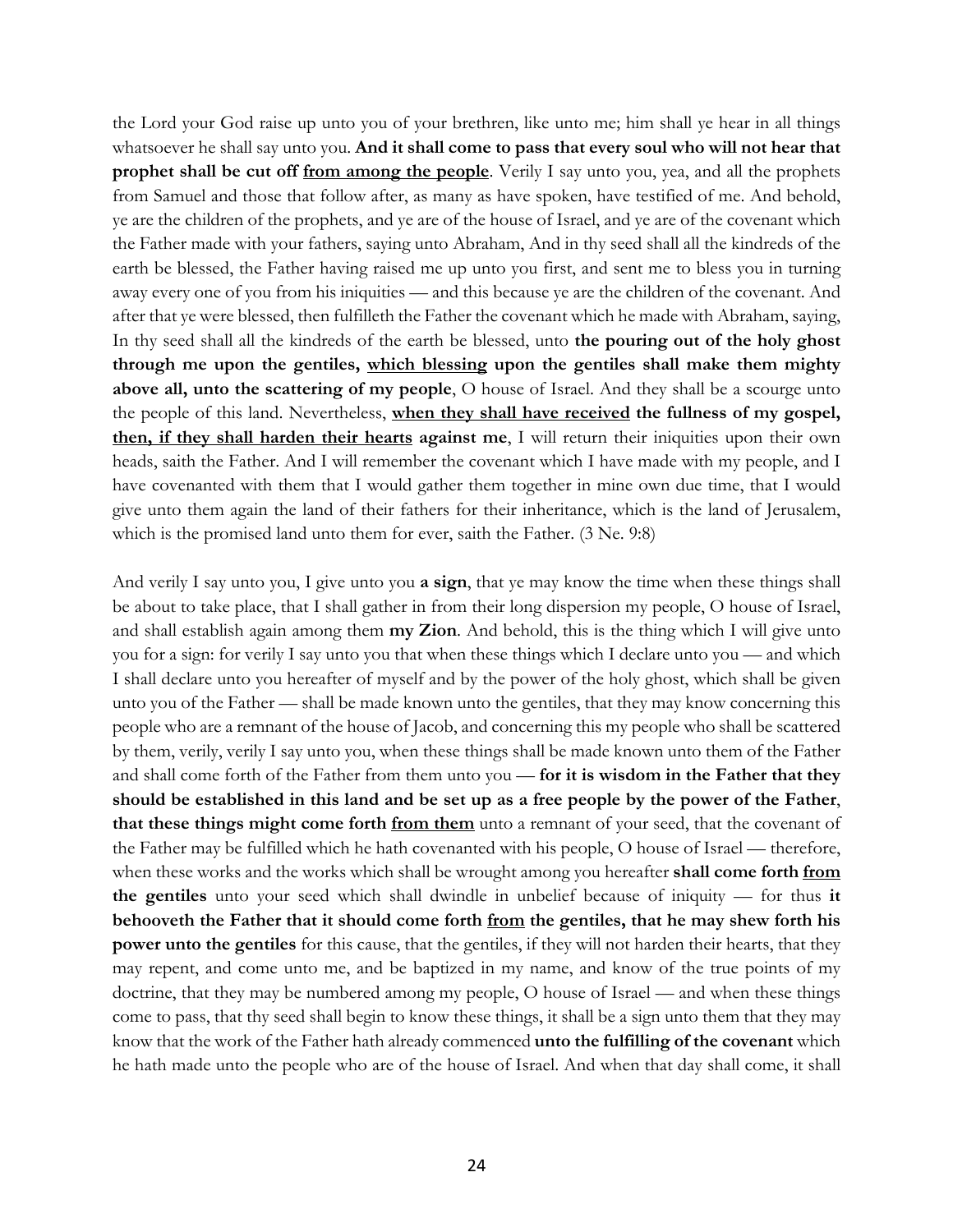the Lord your God raise up unto you of your brethren, like unto me; him shall ye hear in all things whatsoever he shall say unto you. **And it shall come to pass that every soul who will not hear that prophet shall be cut off <u>from among the people</u>**. Verily I say unto you, yea, and all the prophets from Samuel and those that follow after, as many as have spoken, have testified of me. And behold, ye are the children of the prophets, and ye are of the house of Israel, and ye are of the covenant which the Father made with your fathers, saying unto Abraham, And in thy seed shall all the kindreds of the earth be blessed, the Father having raised me up unto you first, and sent me to bless you in turning away every one of you from his iniquities — and this because ye are the children of the covenant. And after that ye were blessed, then fulfilleth the Father the covenant which he made with Abraham, saying, In thy seed shall all the kindreds of the earth be blessed, unto **the pouring out of the holy ghost through me upon the gentiles, <u>which blessing</u> upon the gentiles shall make them mighty above all, unto the scattering of my people**, O house of Israel. And they shall be a scourge unto the people of this land. Nevertheless, **<u>when they shall have received</u> the fullness of my gospel, <u>then, if they shall harden their hearts</u> against me**, I will return their iniquities upon their own heads, saith the Father. And I will remember the covenant which I have made with my people, and I have covenanted with them that I would gather them together in mine own due time, that I would give unto them again the land of their fathers for their inheritance, which is the land of Jerusalem, which is the promised land unto them for ever, saith the Father. (3 Ne. 9:8)

And verily I say unto you, I give unto you **a sign**, that ye may know the time when these things shall be about to take place, that I shall gather in from their long dispersion my people, O house of Israel, and shall establish again among them **my Zion**. And behold, this is the thing which I will give unto you for a sign: for verily I say unto you that when these things which I declare unto you — and which I shall declare unto you hereafter of myself and by the power of the holy ghost, which shall be given unto you of the Father — shall be made known unto the gentiles, that they may know concerning this people who are a remnant of the house of Jacob, and concerning this my people who shall be scattered by them, verily, verily I say unto you, when these things shall be made known unto them of the Father and shall come forth of the Father from them unto you — **for it is wisdom in the Father that they should be established in this land and be set up as a free people by the power of the Father**, **that these things might come forth <u>from them</u>** unto a remnant of your seed, that the covenant of the Father may be fulfilled which he hath covenanted with his people, O house of Israel — therefore, when these works and the works which shall be wrought among you hereafter **shall come forth <u>from</u> the gentiles** unto your seed which shall dwindle in unbelief because of iniquity — for thus **it behooveth the Father that it should come forth <u>from</u> the gentiles, that he may shew forth his power unto the gentiles** for this cause, that the gentiles, if they will not harden their hearts, that they may repent, and come unto me, and be baptized in my name, and know of the true points of my doctrine, that they may be numbered among my people, O house of Israel — and when these things come to pass, that thy seed shall begin to know these things, it shall be a sign unto them that they may know that the work of the Father hath already commenced **unto the fulfilling of the covenant** which he hath made unto the people who are of the house of Israel. And when that day shall come, it shall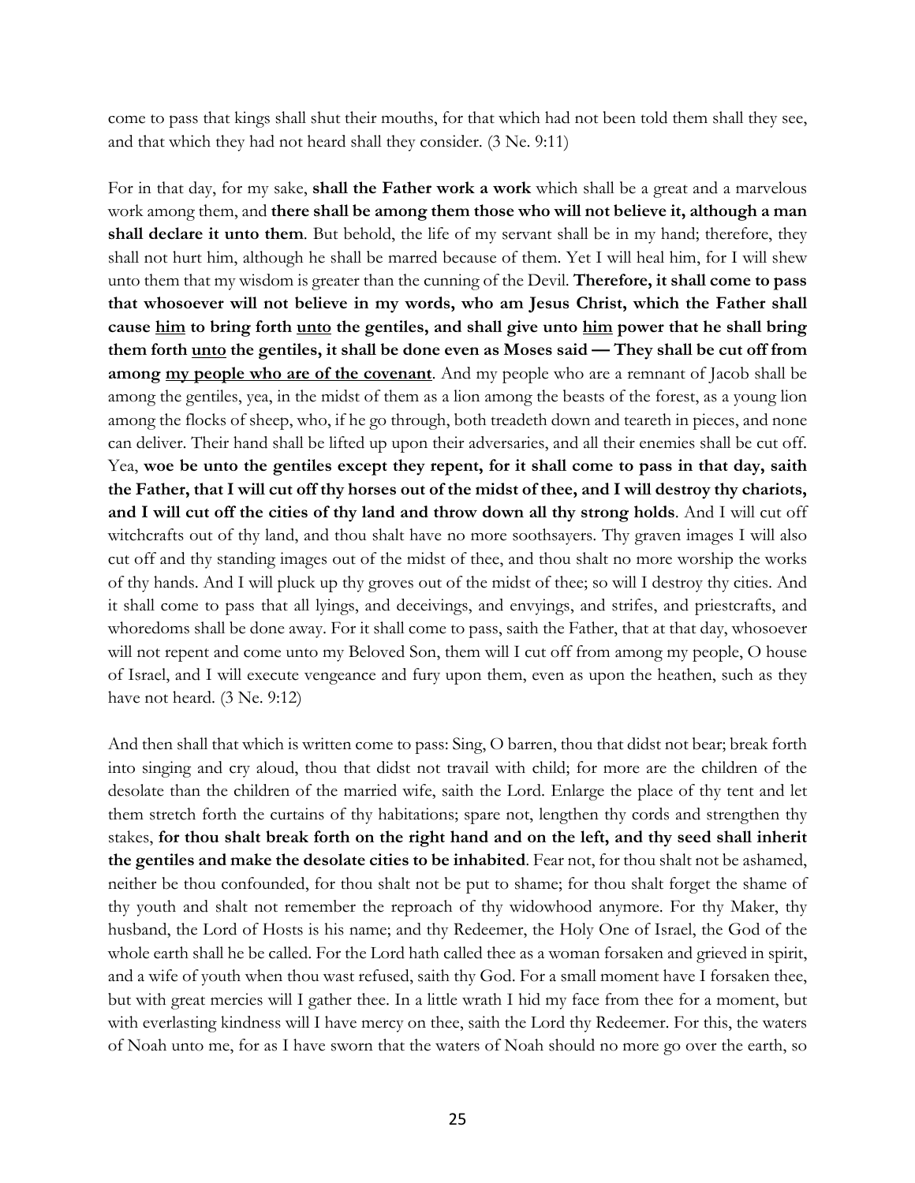come to pass that kings shall shut their mouths, for that which had not been told them shall they see, and that which they had not heard shall they consider. (3 Ne. 9:11)

For in that day, for my sake, **shall the Father work a work** which shall be a great and a marvelous work among them, and **there shall be among them those who will not believe it, although a man shall declare it unto them**. But behold, the life of my servant shall be in my hand; therefore, they shall not hurt him, although he shall be marred because of them. Yet I will heal him, for I will shew unto them that my wisdom is greater than the cunning of the Devil. **Therefore, it shall come to pass that whosoever will not believe in my words, who am Jesus Christ, which the Father shall cause <u>him</u> to bring forth <u>unto</u> the gentiles, and shall give unto <u>him</u> power that he shall bring them forth <u>unto</u> the gentiles, it shall be done even as Moses said — They shall be cut off from among <u>my people who are of the covenant</u>**. And my people who are a remnant of Jacob shall be among the gentiles, yea, in the midst of them as a lion among the beasts of the forest, as a young lion among the flocks of sheep, who, if he go through, both treadeth down and teareth in pieces, and none can deliver. Their hand shall be lifted up upon their adversaries, and all their enemies shall be cut off. Yea, **woe be unto the gentiles except they repent, for it shall come to pass in that day, saith the Father, that I will cut off thy horses out of the midst of thee, and I will destroy thy chariots, and I will cut off the cities of thy land and throw down all thy strong holds**. And I will cut off witchcrafts out of thy land, and thou shalt have no more soothsayers. Thy graven images I will also cut off and thy standing images out of the midst of thee, and thou shalt no more worship the works of thy hands. And I will pluck up thy groves out of the midst of thee; so will I destroy thy cities. And it shall come to pass that all lyings, and deceivings, and envyings, and strifes, and priestcrafts, and whoredoms shall be done away. For it shall come to pass, saith the Father, that at that day, whosoever will not repent and come unto my Beloved Son, them will I cut off from among my people, O house of Israel, and I will execute vengeance and fury upon them, even as upon the heathen, such as they have not heard. (3 Ne. 9:12)

And then shall that which is written come to pass: Sing, O barren, thou that didst not bear; break forth into singing and cry aloud, thou that didst not travail with child; for more are the children of the desolate than the children of the married wife, saith the Lord. Enlarge the place of thy tent and let them stretch forth the curtains of thy habitations; spare not, lengthen thy cords and strengthen thy stakes, **for thou shalt break forth on the right hand and on the left, and thy seed shall inherit the gentiles and make the desolate cities to be inhabited**. Fear not, for thou shalt not be ashamed, neither be thou confounded, for thou shalt not be put to shame; for thou shalt forget the shame of thy youth and shalt not remember the reproach of thy widowhood anymore. For thy Maker, thy husband, the Lord of Hosts is his name; and thy Redeemer, the Holy One of Israel, the God of the whole earth shall he be called. For the Lord hath called thee as a woman forsaken and grieved in spirit, and a wife of youth when thou wast refused, saith thy God. For a small moment have I forsaken thee, but with great mercies will I gather thee. In a little wrath I hid my face from thee for a moment, but with everlasting kindness will I have mercy on thee, saith the Lord thy Redeemer. For this, the waters of Noah unto me, for as I have sworn that the waters of Noah should no more go over the earth, so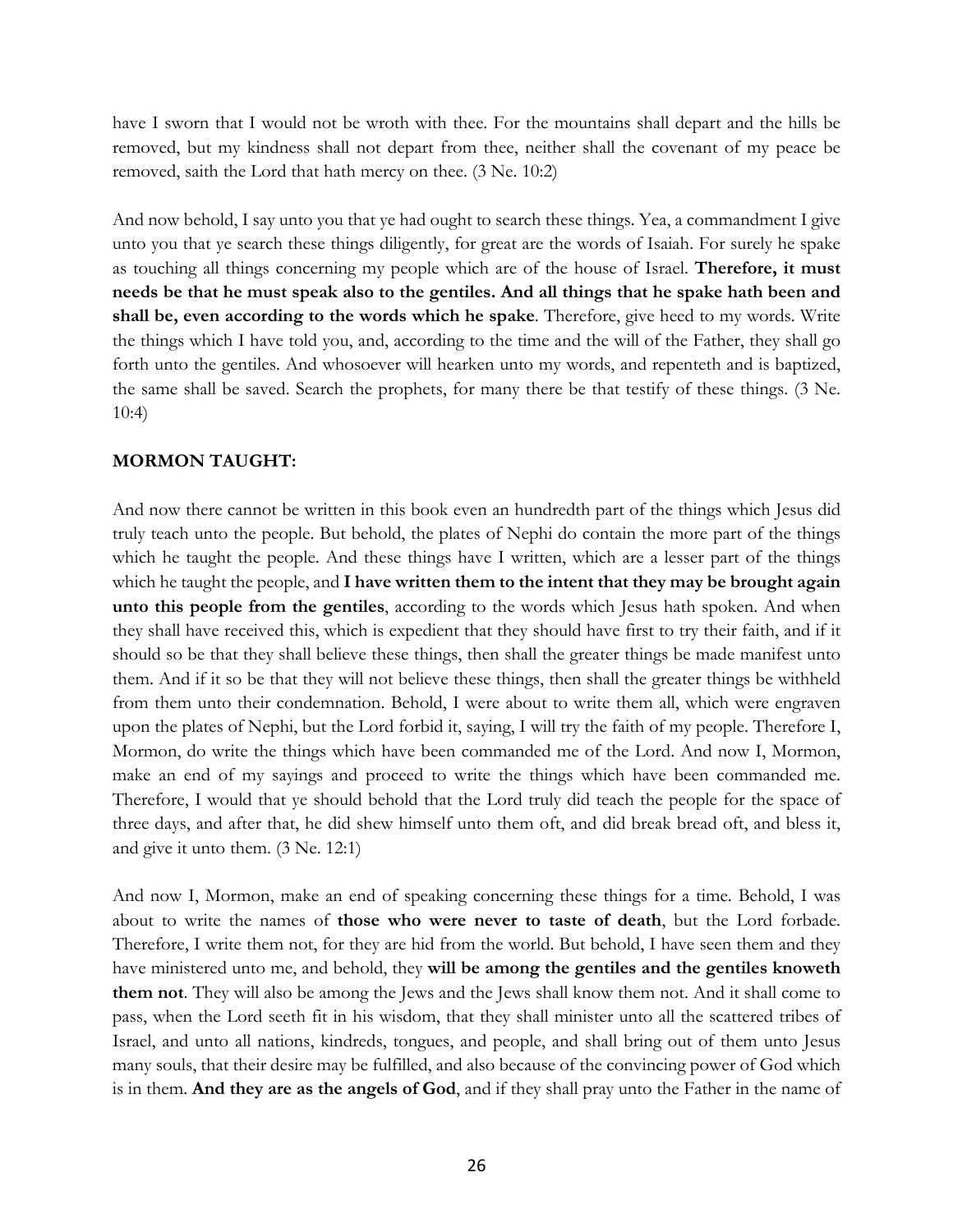have I sworn that I would not be wroth with thee. For the mountains shall depart and the hills be removed, but my kindness shall not depart from thee, neither shall the covenant of my peace be removed, saith the Lord that hath mercy on thee. (3 Ne. 10:2)

And now behold, I say unto you that ye had ought to search these things. Yea, a commandment I give unto you that ye search these things diligently, for great are the words of Isaiah. For surely he spake as touching all things concerning my people which are of the house of Israel. **Therefore, it must needs be that he must speak also to the gentiles. And all things that he spake hath been and shall be, even according to the words which he spake**. Therefore, give heed to my words. Write the things which I have told you, and, according to the time and the will of the Father, they shall go forth unto the gentiles. And whosoever will hearken unto my words, and repenteth and is baptized, the same shall be saved. Search the prophets, for many there be that testify of these things. (3 Ne. 10:4)

**MORMON TAUGHT:**

And now there cannot be written in this book even an hundredth part of the things which Jesus did truly teach unto the people. But behold, the plates of Nephi do contain the more part of the things which he taught the people. And these things have I written, which are a lesser part of the things which he taught the people, and **I have written them to the intent that they may be brought again unto this people from the gentiles**, according to the words which Jesus hath spoken. And when they shall have received this, which is expedient that they should have first to try their faith, and if it should so be that they shall believe these things, then shall the greater things be made manifest unto them. And if it so be that they will not believe these things, then shall the greater things be withheld from them unto their condemnation. Behold, I were about to write them all, which were engraven upon the plates of Nephi, but the Lord forbid it, saying, I will try the faith of my people. Therefore I, Mormon, do write the things which have been commanded me of the Lord. And now I, Mormon, make an end of my sayings and proceed to write the things which have been commanded me. Therefore, I would that ye should behold that the Lord truly did teach the people for the space of three days, and after that, he did shew himself unto them oft, and did break bread oft, and bless it, and give it unto them. (3 Ne. 12:1)

And now I, Mormon, make an end of speaking concerning these things for a time. Behold, I was about to write the names of **those who were never to taste of death**, but the Lord forbade. Therefore, I write them not, for they are hid from the world. But behold, I have seen them and they have ministered unto me, and behold, they **will be among the gentiles and the gentiles knoweth them not**. They will also be among the Jews and the Jews shall know them not. And it shall come to pass, when the Lord seeth fit in his wisdom, that they shall minister unto all the scattered tribes of Israel, and unto all nations, kindreds, tongues, and people, and shall bring out of them unto Jesus many souls, that their desire may be fulfilled, and also because of the convincing power of God which is in them. **And they are as the angels of God**, and if they shall pray unto the Father in the name of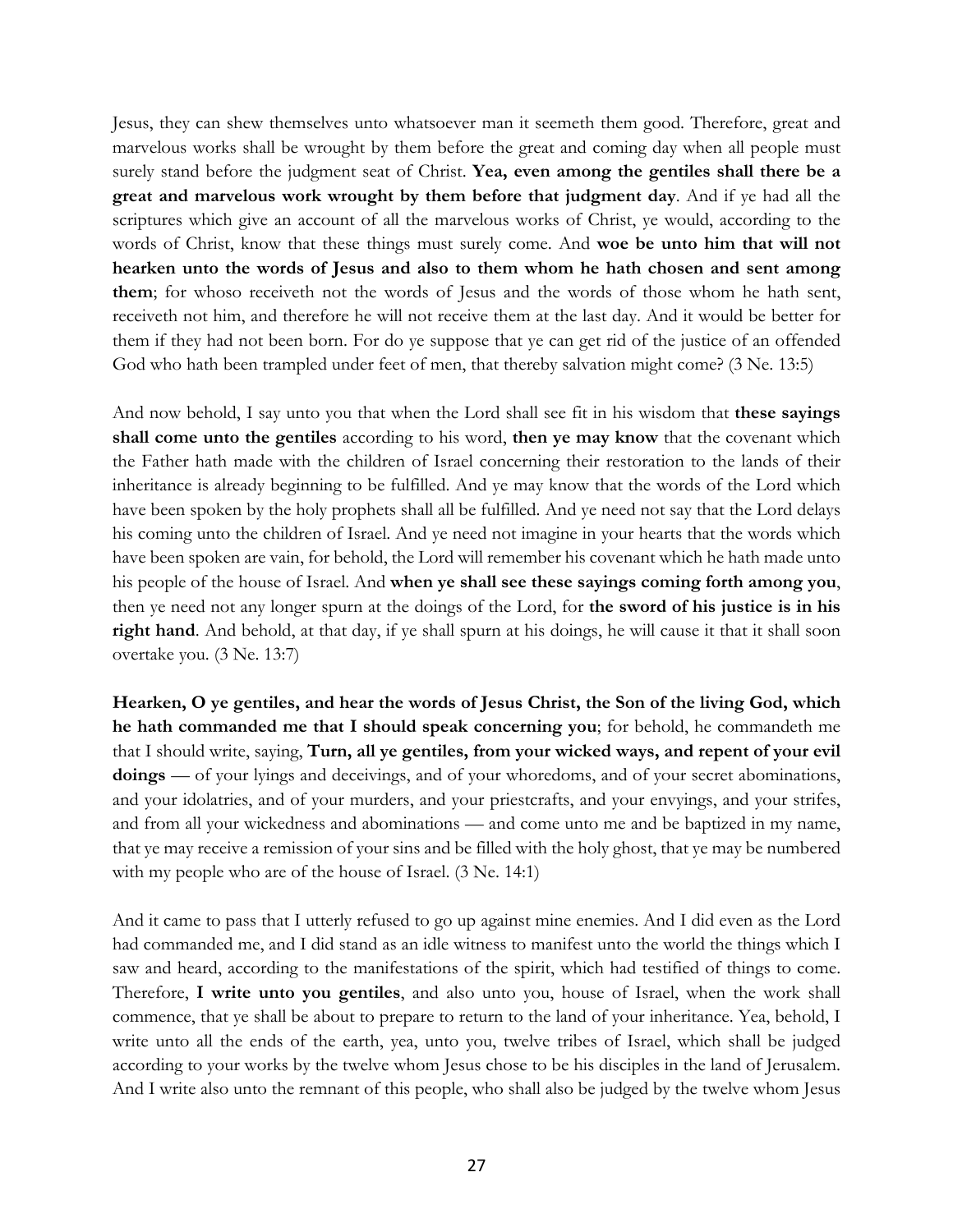Jesus, they can shew themselves unto whatsoever man it seemeth them good. Therefore, great and marvelous works shall be wrought by them before the great and coming day when all people must surely stand before the judgment seat of Christ. **Yea, even among the gentiles shall there be a great and marvelous work wrought by them before that judgment day**. And if ye had all the scriptures which give an account of all the marvelous works of Christ, ye would, according to the words of Christ, know that these things must surely come. And **woe be unto him that will not hearken unto the words of Jesus and also to them whom he hath chosen and sent among them**; for whoso receiveth not the words of Jesus and the words of those whom he hath sent, receiveth not him, and therefore he will not receive them at the last day. And it would be better for them if they had not been born. For do ye suppose that ye can get rid of the justice of an offended God who hath been trampled under feet of men, that thereby salvation might come? (3 Ne. 13:5)

And now behold, I say unto you that when the Lord shall see fit in his wisdom that **these sayings shall come unto the gentiles** according to his word, **then ye may know** that the covenant which the Father hath made with the children of Israel concerning their restoration to the lands of their inheritance is already beginning to be fulfilled. And ye may know that the words of the Lord which have been spoken by the holy prophets shall all be fulfilled. And ye need not say that the Lord delays his coming unto the children of Israel. And ye need not imagine in your hearts that the words which have been spoken are vain, for behold, the Lord will remember his covenant which he hath made unto his people of the house of Israel. And **when ye shall see these sayings coming forth among you**, then ye need not any longer spurn at the doings of the Lord, for **the sword of his justice is in his right hand**. And behold, at that day, if ye shall spurn at his doings, he will cause it that it shall soon overtake you. (3 Ne. 13:7)

**Hearken, O ye gentiles, and hear the words of Jesus Christ, the Son of the living God, which he hath commanded me that I should speak concerning you**; for behold, he commandeth me that I should write, saying, **Turn, all ye gentiles, from your wicked ways, and repent of your evil doings** — of your lyings and deceivings, and of your whoredoms, and of your secret abominations, and your idolatries, and of your murders, and your priestcrafts, and your envyings, and your strifes, and from all your wickedness and abominations — and come unto me and be baptized in my name, that ye may receive a remission of your sins and be filled with the holy ghost, that ye may be numbered with my people who are of the house of Israel. (3 Ne. 14:1)

And it came to pass that I utterly refused to go up against mine enemies. And I did even as the Lord had commanded me, and I did stand as an idle witness to manifest unto the world the things which I saw and heard, according to the manifestations of the spirit, which had testified of things to come. Therefore, **I write unto you gentiles**, and also unto you, house of Israel, when the work shall commence, that ye shall be about to prepare to return to the land of your inheritance. Yea, behold, I write unto all the ends of the earth, yea, unto you, twelve tribes of Israel, which shall be judged according to your works by the twelve whom Jesus chose to be his disciples in the land of Jerusalem. And I write also unto the remnant of this people, who shall also be judged by the twelve whom Jesus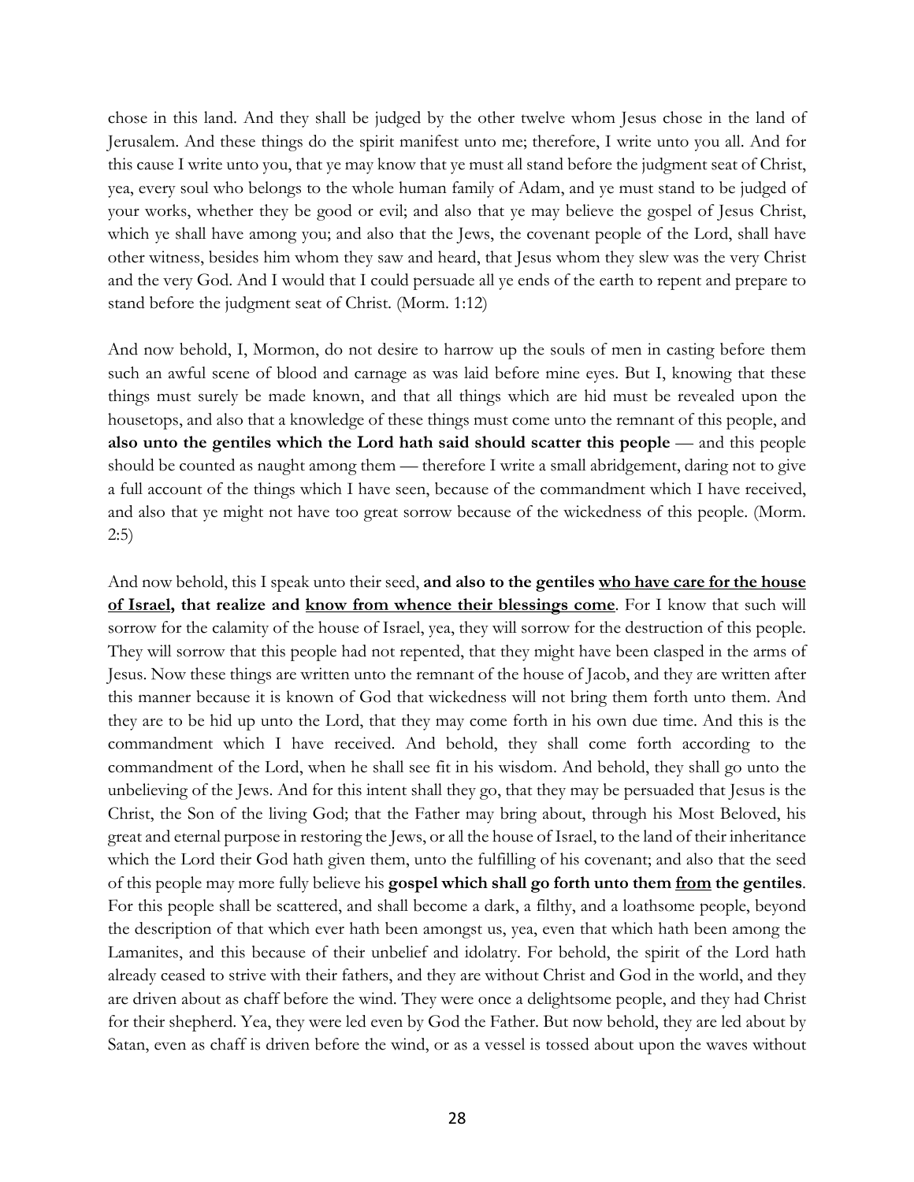chose in this land. And they shall be judged by the other twelve whom Jesus chose in the land of Jerusalem. And these things do the spirit manifest unto me; therefore, I write unto you all. And for this cause I write unto you, that ye may know that ye must all stand before the judgment seat of Christ, yea, every soul who belongs to the whole human family of Adam, and ye must stand to be judged of your works, whether they be good or evil; and also that ye may believe the gospel of Jesus Christ, which ye shall have among you; and also that the Jews, the covenant people of the Lord, shall have other witness, besides him whom they saw and heard, that Jesus whom they slew was the very Christ and the very God. And I would that I could persuade all ye ends of the earth to repent and prepare to stand before the judgment seat of Christ. (Morm. 1:12)

And now behold, I, Mormon, do not desire to harrow up the souls of men in casting before them such an awful scene of blood and carnage as was laid before mine eyes. But I, knowing that these things must surely be made known, and that all things which are hid must be revealed upon the housetops, and also that a knowledge of these things must come unto the remnant of this people, and **also unto the gentiles which the Lord hath said should scatter this people** — and this people should be counted as naught among them — therefore I write a small abridgement, daring not to give a full account of the things which I have seen, because of the commandment which I have received, and also that ye might not have too great sorrow because of the wickedness of this people. (Morm. 2:5)

And now behold, this I speak unto their seed, **and also to the gentiles <u>who have care for the house of Israel</u>, that realize and <u>know from whence their blessings come</u>**. For I know that such will sorrow for the calamity of the house of Israel, yea, they will sorrow for the destruction of this people. They will sorrow that this people had not repented, that they might have been clasped in the arms of Jesus. Now these things are written unto the remnant of the house of Jacob, and they are written after this manner because it is known of God that wickedness will not bring them forth unto them. And they are to be hid up unto the Lord, that they may come forth in his own due time. And this is the commandment which I have received. And behold, they shall come forth according to the commandment of the Lord, when he shall see fit in his wisdom. And behold, they shall go unto the unbelieving of the Jews. And for this intent shall they go, that they may be persuaded that Jesus is the Christ, the Son of the living God; that the Father may bring about, through his Most Beloved, his great and eternal purpose in restoring the Jews, or all the house of Israel, to the land of their inheritance which the Lord their God hath given them, unto the fulfilling of his covenant; and also that the seed of this people may more fully believe his **gospel which shall go forth unto them <u>from</u> the gentiles**. For this people shall be scattered, and shall become a dark, a filthy, and a loathsome people, beyond the description of that which ever hath been amongst us, yea, even that which hath been among the Lamanites, and this because of their unbelief and idolatry. For behold, the spirit of the Lord hath already ceased to strive with their fathers, and they are without Christ and God in the world, and they are driven about as chaff before the wind. They were once a delightsome people, and they had Christ for their shepherd. Yea, they were led even by God the Father. But now behold, they are led about by Satan, even as chaff is driven before the wind, or as a vessel is tossed about upon the waves without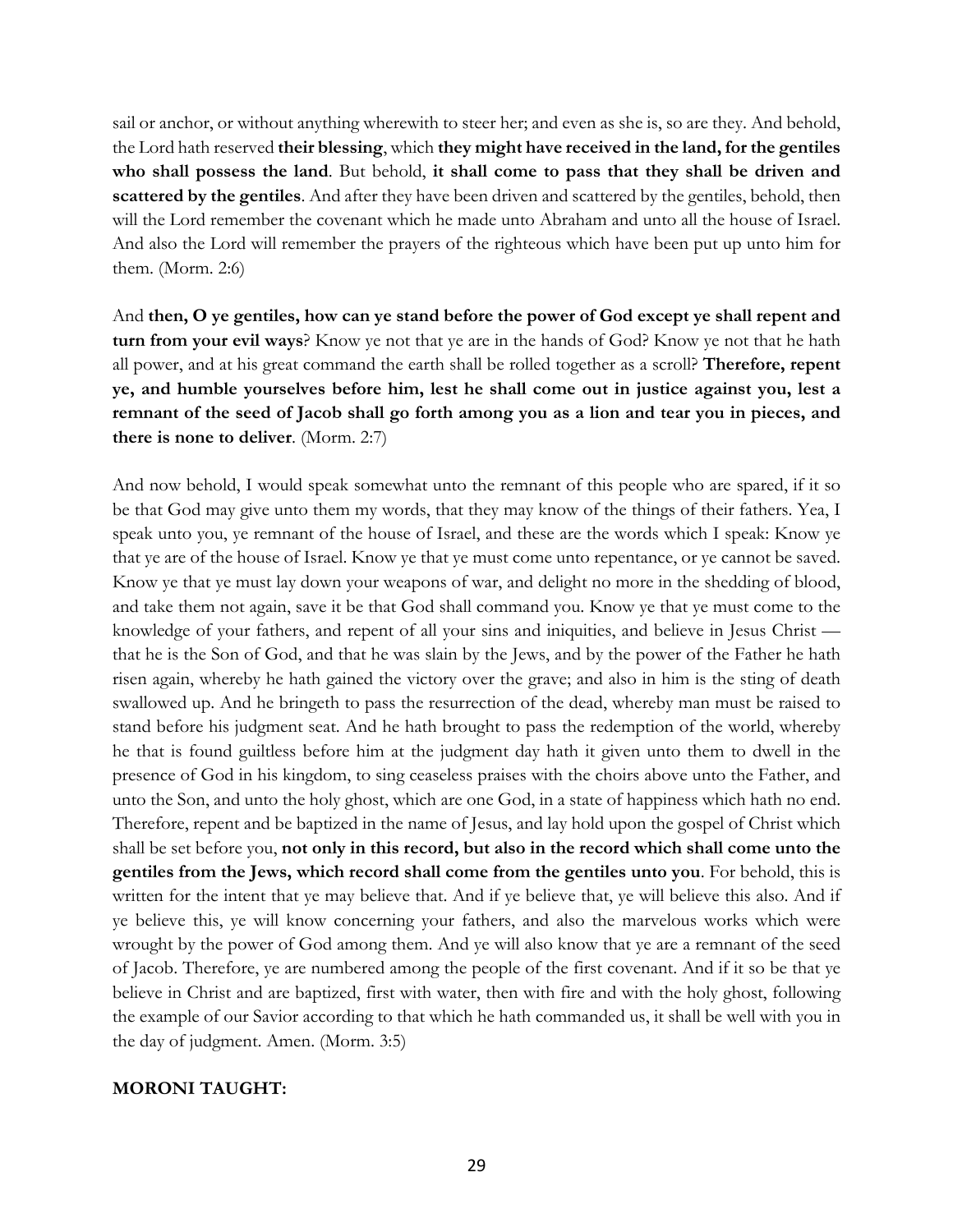sail or anchor, or without anything wherewith to steer her; and even as she is, so are they. And behold, the Lord hath reserved **their blessing**, which **they might have received in the land, for the gentiles who shall possess the land**. But behold, **it shall come to pass that they shall be driven and scattered by the gentiles**. And after they have been driven and scattered by the gentiles, behold, then will the Lord remember the covenant which he made unto Abraham and unto all the house of Israel. And also the Lord will remember the prayers of the righteous which have been put up unto him for them. (Morm. 2:6)

And **then, O ye gentiles, how can ye stand before the power of God except ye shall repent and turn from your evil ways**? Know ye not that ye are in the hands of God? Know ye not that he hath all power, and at his great command the earth shall be rolled together as a scroll? **Therefore, repent ye, and humble yourselves before him, lest he shall come out in justice against you, lest a remnant of the seed of Jacob shall go forth among you as a lion and tear you in pieces, and there is none to deliver**. (Morm. 2:7)

And now behold, I would speak somewhat unto the remnant of this people who are spared, if it so be that God may give unto them my words, that they may know of the things of their fathers. Yea, I speak unto you, ye remnant of the house of Israel, and these are the words which I speak: Know ye that ye are of the house of Israel. Know ye that ye must come unto repentance, or ye cannot be saved. Know ye that ye must lay down your weapons of war, and delight no more in the shedding of blood, and take them not again, save it be that God shall command you. Know ye that ye must come to the knowledge of your fathers, and repent of all your sins and iniquities, and believe in Jesus Christ — that he is the Son of God, and that he was slain by the Jews, and by the power of the Father he hath risen again, whereby he hath gained the victory over the grave; and also in him is the sting of death swallowed up. And he bringeth to pass the resurrection of the dead, whereby man must be raised to stand before his judgment seat. And he hath brought to pass the redemption of the world, whereby he that is found guiltless before him at the judgment day hath it given unto them to dwell in the presence of God in his kingdom, to sing ceaseless praises with the choirs above unto the Father, and unto the Son, and unto the holy ghost, which are one God, in a state of happiness which hath no end. Therefore, repent and be baptized in the name of Jesus, and lay hold upon the gospel of Christ which shall be set before you, **not only in this record, but also in the record which shall come unto the gentiles from the Jews, which record shall come from the gentiles unto you**. For behold, this is written for the intent that ye may believe that. And if ye believe that, ye will believe this also. And if ye believe this, ye will know concerning your fathers, and also the marvelous works which were wrought by the power of God among them. And ye will also know that ye are a remnant of the seed of Jacob. Therefore, ye are numbered among the people of the first covenant. And if it so be that ye believe in Christ and are baptized, first with water, then with fire and with the holy ghost, following the example of our Savior according to that which he hath commanded us, it shall be well with you in the day of judgment. Amen. (Morm. 3:5)

**MORONI TAUGHT:**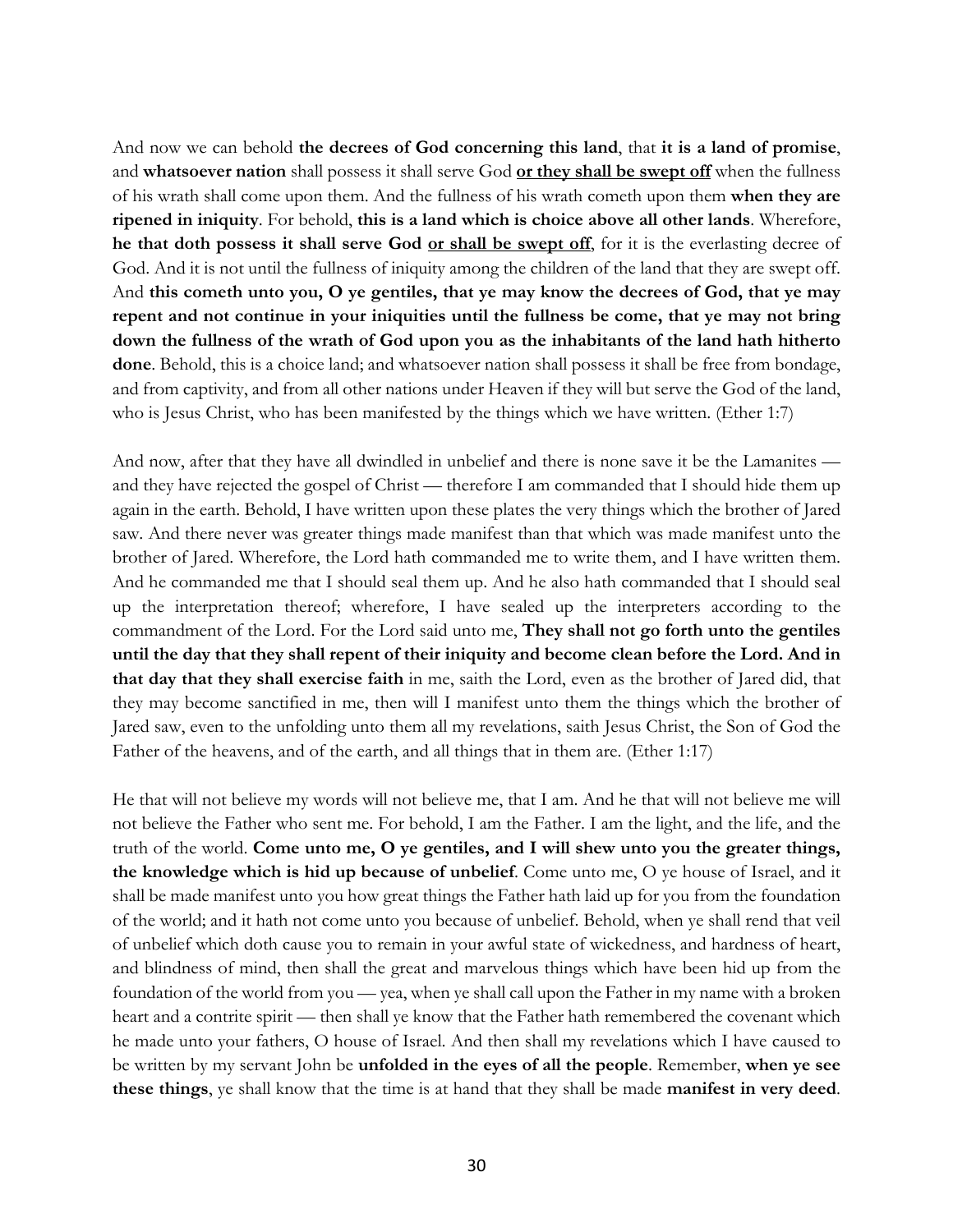And now we can behold **the decrees of God concerning this land**, that **it is a land of promise**, and **whatsoever nation** shall possess it shall serve God **<u>or they shall be swept off</u>** when the fullness of his wrath shall come upon them. And the fullness of his wrath cometh upon them **when they are ripened in iniquity**. For behold, **this is a land which is choice above all other lands**. Wherefore, **he that doth possess it shall serve God <u>or shall be swept off</u>**, for it is the everlasting decree of God. And it is not until the fullness of iniquity among the children of the land that they are swept off. And **this cometh unto you, O ye gentiles, that ye may know the decrees of God, that ye may repent and not continue in your iniquities until the fullness be come, that ye may not bring down the fullness of the wrath of God upon you as the inhabitants of the land hath hitherto done**. Behold, this is a choice land; and whatsoever nation shall possess it shall be free from bondage, and from captivity, and from all other nations under Heaven if they will but serve the God of the land, who is Jesus Christ, who has been manifested by the things which we have written. (Ether 1:7)

And now, after that they have all dwindled in unbelief and there is none save it be the Lamanites — and they have rejected the gospel of Christ — therefore I am commanded that I should hide them up again in the earth. Behold, I have written upon these plates the very things which the brother of Jared saw. And there never was greater things made manifest than that which was made manifest unto the brother of Jared. Wherefore, the Lord hath commanded me to write them, and I have written them. And he commanded me that I should seal them up. And he also hath commanded that I should seal up the interpretation thereof; wherefore, I have sealed up the interpreters according to the commandment of the Lord. For the Lord said unto me, **They shall not go forth unto the gentiles until the day that they shall repent of their iniquity and become clean before the Lord. And in that day that they shall exercise faith** in me, saith the Lord, even as the brother of Jared did, that they may become sanctified in me, then will I manifest unto them the things which the brother of Jared saw, even to the unfolding unto them all my revelations, saith Jesus Christ, the Son of God the Father of the heavens, and of the earth, and all things that in them are. (Ether 1:17)

He that will not believe my words will not believe me, that I am. And he that will not believe me will not believe the Father who sent me. For behold, I am the Father. I am the light, and the life, and the truth of the world. **Come unto me, O ye gentiles, and I will shew unto you the greater things, the knowledge which is hid up because of unbelief**. Come unto me, O ye house of Israel, and it shall be made manifest unto you how great things the Father hath laid up for you from the foundation of the world; and it hath not come unto you because of unbelief. Behold, when ye shall rend that veil of unbelief which doth cause you to remain in your awful state of wickedness, and hardness of heart, and blindness of mind, then shall the great and marvelous things which have been hid up from the foundation of the world from you — yea, when ye shall call upon the Father in my name with a broken heart and a contrite spirit — then shall ye know that the Father hath remembered the covenant which he made unto your fathers, O house of Israel. And then shall my revelations which I have caused to be written by my servant John be **unfolded in the eyes of all the people**. Remember, **when ye see these things**, ye shall know that the time is at hand that they shall be made **manifest in very deed**.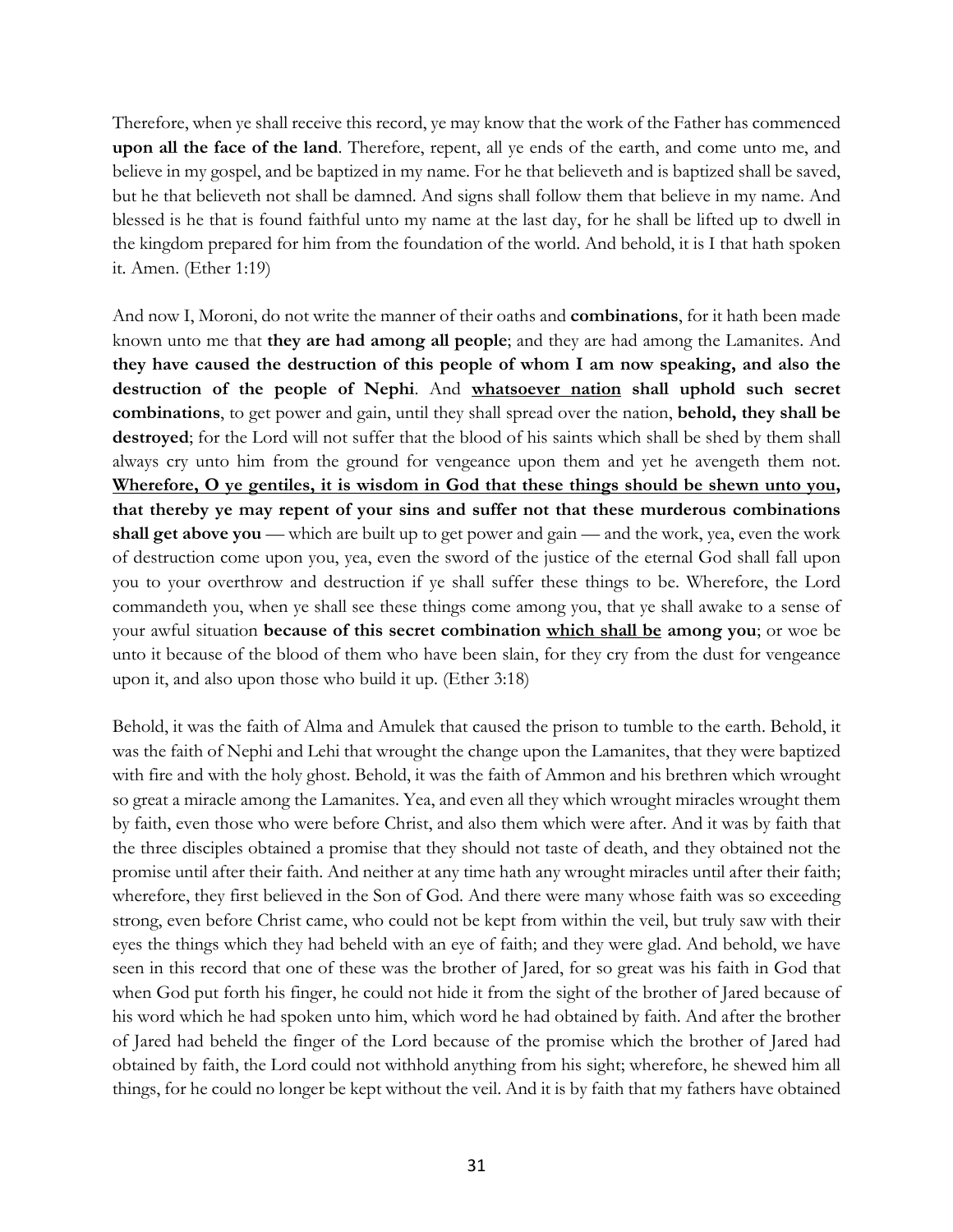Therefore, when ye shall receive this record, ye may know that the work of the Father has commenced **upon all the face of the land**. Therefore, repent, all ye ends of the earth, and come unto me, and believe in my gospel, and be baptized in my name. For he that believeth and is baptized shall be saved, but he that believeth not shall be damned. And signs shall follow them that believe in my name. And blessed is he that is found faithful unto my name at the last day, for he shall be lifted up to dwell in the kingdom prepared for him from the foundation of the world. And behold, it is I that hath spoken it. Amen. (Ether 1:19)

And now I, Moroni, do not write the manner of their oaths and **combinations**, for it hath been made known unto me that **they are had among all people**; and they are had among the Lamanites. And **they have caused the destruction of this people of whom I am now speaking, and also the destruction of the people of Nephi**. And <u>**whatsoever nation**</u> **shall uphold such secret combinations**, to get power and gain, until they shall spread over the nation, **behold, they shall be destroyed**; for the Lord will not suffer that the blood of his saints which shall be shed by them shall always cry unto him from the ground for vengeance upon them and yet he avengeth them not. <u>**Wherefore, O ye gentiles, it is wisdom in God that these things should be shewn unto you,**</u> **that thereby ye may repent of your sins and suffer not that these murderous combinations shall get above you** — which are built up to get power and gain — and the work, yea, even the work of destruction come upon you, yea, even the sword of the justice of the eternal God shall fall upon you to your overthrow and destruction if ye shall suffer these things to be. Wherefore, the Lord commandeth you, when ye shall see these things come among you, that ye shall awake to a sense of your awful situation **because of this secret combination** <u>**which shall be**</u> **among you**; or woe be unto it because of the blood of them who have been slain, for they cry from the dust for vengeance upon it, and also upon those who build it up. (Ether 3:18)

Behold, it was the faith of Alma and Amulek that caused the prison to tumble to the earth. Behold, it was the faith of Nephi and Lehi that wrought the change upon the Lamanites, that they were baptized with fire and with the holy ghost. Behold, it was the faith of Ammon and his brethren which wrought so great a miracle among the Lamanites. Yea, and even all they which wrought miracles wrought them by faith, even those who were before Christ, and also them which were after. And it was by faith that the three disciples obtained a promise that they should not taste of death, and they obtained not the promise until after their faith. And neither at any time hath any wrought miracles until after their faith; wherefore, they first believed in the Son of God. And there were many whose faith was so exceeding strong, even before Christ came, who could not be kept from within the veil, but truly saw with their eyes the things which they had beheld with an eye of faith; and they were glad. And behold, we have seen in this record that one of these was the brother of Jared, for so great was his faith in God that when God put forth his finger, he could not hide it from the sight of the brother of Jared because of his word which he had spoken unto him, which word he had obtained by faith. And after the brother of Jared had beheld the finger of the Lord because of the promise which the brother of Jared had obtained by faith, the Lord could not withhold anything from his sight; wherefore, he shewed him all things, for he could no longer be kept without the veil. And it is by faith that my fathers have obtained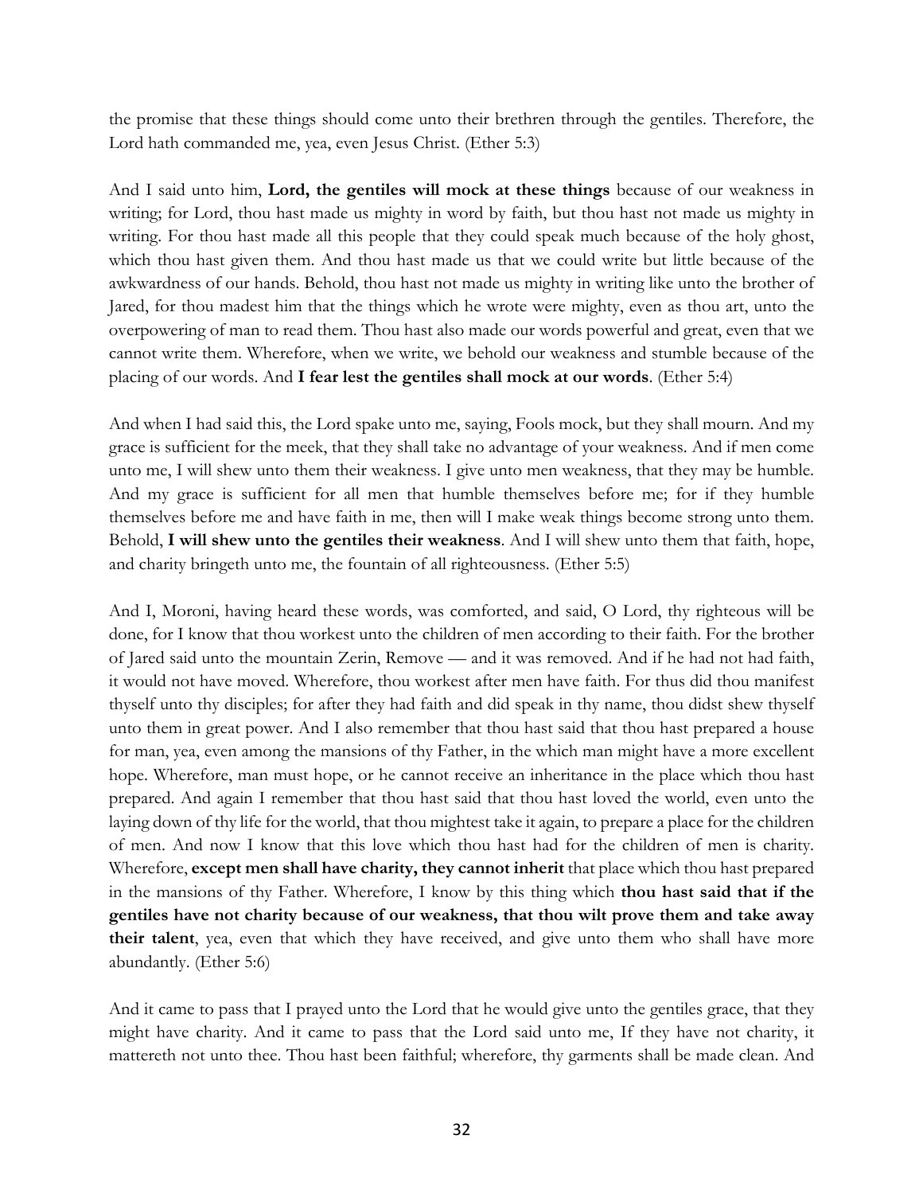the promise that these things should come unto their brethren through the gentiles. Therefore, the Lord hath commanded me, yea, even Jesus Christ. (Ether 5:3)

And I said unto him, **Lord, the gentiles will mock at these things** because of our weakness in writing; for Lord, thou hast made us mighty in word by faith, but thou hast not made us mighty in writing. For thou hast made all this people that they could speak much because of the holy ghost, which thou hast given them. And thou hast made us that we could write but little because of the awkwardness of our hands. Behold, thou hast not made us mighty in writing like unto the brother of Jared, for thou madest him that the things which he wrote were mighty, even as thou art, unto the overpowering of man to read them. Thou hast also made our words powerful and great, even that we cannot write them. Wherefore, when we write, we behold our weakness and stumble because of the placing of our words. And **I fear lest the gentiles shall mock at our words**. (Ether 5:4)

And when I had said this, the Lord spake unto me, saying, Fools mock, but they shall mourn. And my grace is sufficient for the meek, that they shall take no advantage of your weakness. And if men come unto me, I will shew unto them their weakness. I give unto men weakness, that they may be humble. And my grace is sufficient for all men that humble themselves before me; for if they humble themselves before me and have faith in me, then will I make weak things become strong unto them. Behold, **I will shew unto the gentiles their weakness**. And I will shew unto them that faith, hope, and charity bringeth unto me, the fountain of all righteousness. (Ether 5:5)

And I, Moroni, having heard these words, was comforted, and said, O Lord, thy righteous will be done, for I know that thou workest unto the children of men according to their faith. For the brother of Jared said unto the mountain Zerin, Remove — and it was removed. And if he had not had faith, it would not have moved. Wherefore, thou workest after men have faith. For thus did thou manifest thyself unto thy disciples; for after they had faith and did speak in thy name, thou didst shew thyself unto them in great power. And I also remember that thou hast said that thou hast prepared a house for man, yea, even among the mansions of thy Father, in the which man might have a more excellent hope. Wherefore, man must hope, or he cannot receive an inheritance in the place which thou hast prepared. And again I remember that thou hast said that thou hast loved the world, even unto the laying down of thy life for the world, that thou mightest take it again, to prepare a place for the children of men. And now I know that this love which thou hast had for the children of men is charity. Wherefore, **except men shall have charity, they cannot inherit** that place which thou hast prepared in the mansions of thy Father. Wherefore, I know by this thing which **thou hast said that if the gentiles have not charity because of our weakness, that thou wilt prove them and take away their talent**, yea, even that which they have received, and give unto them who shall have more abundantly. (Ether 5:6)

And it came to pass that I prayed unto the Lord that he would give unto the gentiles grace, that they might have charity. And it came to pass that the Lord said unto me, If they have not charity, it mattereth not unto thee. Thou hast been faithful; wherefore, thy garments shall be made clean. And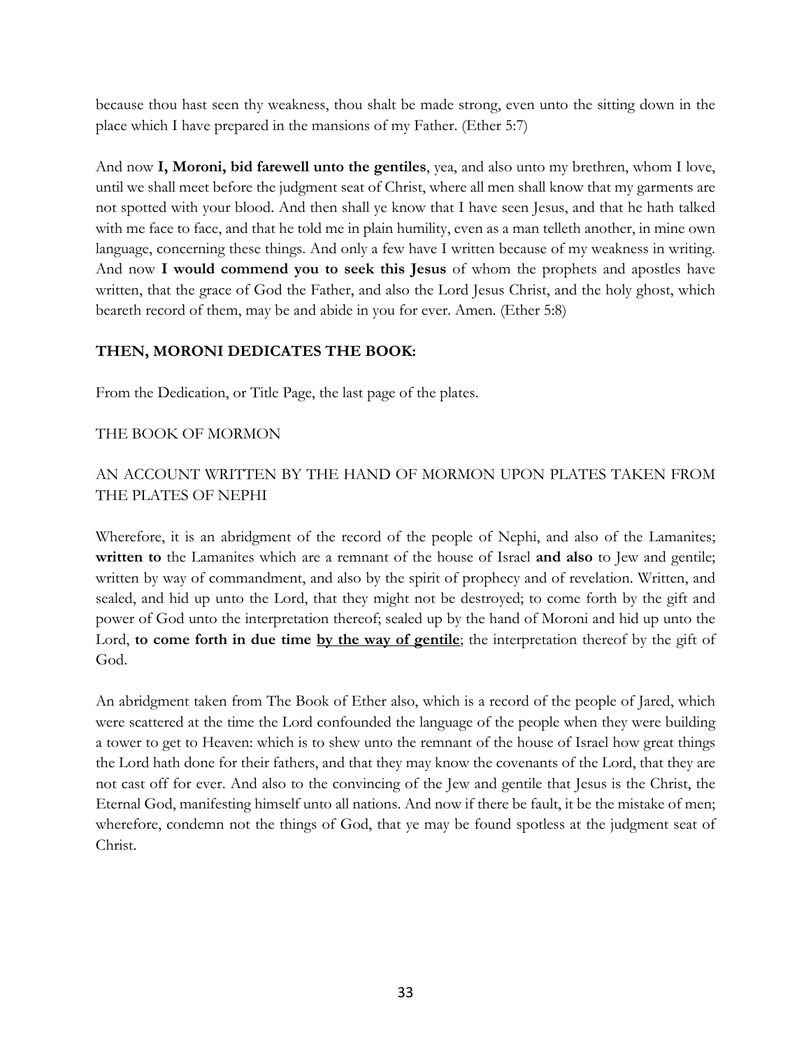because thou hast seen thy weakness, thou shalt be made strong, even unto the sitting down in the place which I have prepared in the mansions of my Father. (Ether 5:7)

And now **I, Moroni, bid farewell unto the gentiles**, yea, and also unto my brethren, whom I love, until we shall meet before the judgment seat of Christ, where all men shall know that my garments are not spotted with your blood. And then shall ye know that I have seen Jesus, and that he hath talked with me face to face, and that he told me in plain humility, even as a man telleth another, in mine own language, concerning these things. And only a few have I written because of my weakness in writing. And now **I would commend you to seek this Jesus** of whom the prophets and apostles have written, that the grace of God the Father, and also the Lord Jesus Christ, and the holy ghost, which beareth record of them, may be and abide in you for ever. Amen. (Ether 5:8)

**THEN, MORONI DEDICATES THE BOOK:**

From the Dedication, or Title Page, the last page of the plates.

THE BOOK OF MORMON

AN ACCOUNT WRITTEN BY THE HAND OF MORMON UPON PLATES TAKEN FROM THE PLATES OF NEPHI

Wherefore, it is an abridgment of the record of the people of Nephi, and also of the Lamanites; **written to** the Lamanites which are a remnant of the house of Israel **and also** to Jew and gentile; written by way of commandment, and also by the spirit of prophecy and of revelation. Written, and sealed, and hid up unto the Lord, that they might not be destroyed; to come forth by the gift and power of God unto the interpretation thereof; sealed up by the hand of Moroni and hid up unto the Lord, **to come forth in due time <u>by the way of gentile</u>**; the interpretation thereof by the gift of God.

An abridgment taken from The Book of Ether also, which is a record of the people of Jared, which were scattered at the time the Lord confounded the language of the people when they were building a tower to get to Heaven: which is to shew unto the remnant of the house of Israel how great things the Lord hath done for their fathers, and that they may know the covenants of the Lord, that they are not cast off for ever. And also to the convincing of the Jew and gentile that Jesus is the Christ, the Eternal God, manifesting himself unto all nations. And now if there be fault, it be the mistake of men; wherefore, condemn not the things of God, that ye may be found spotless at the judgment seat of Christ.